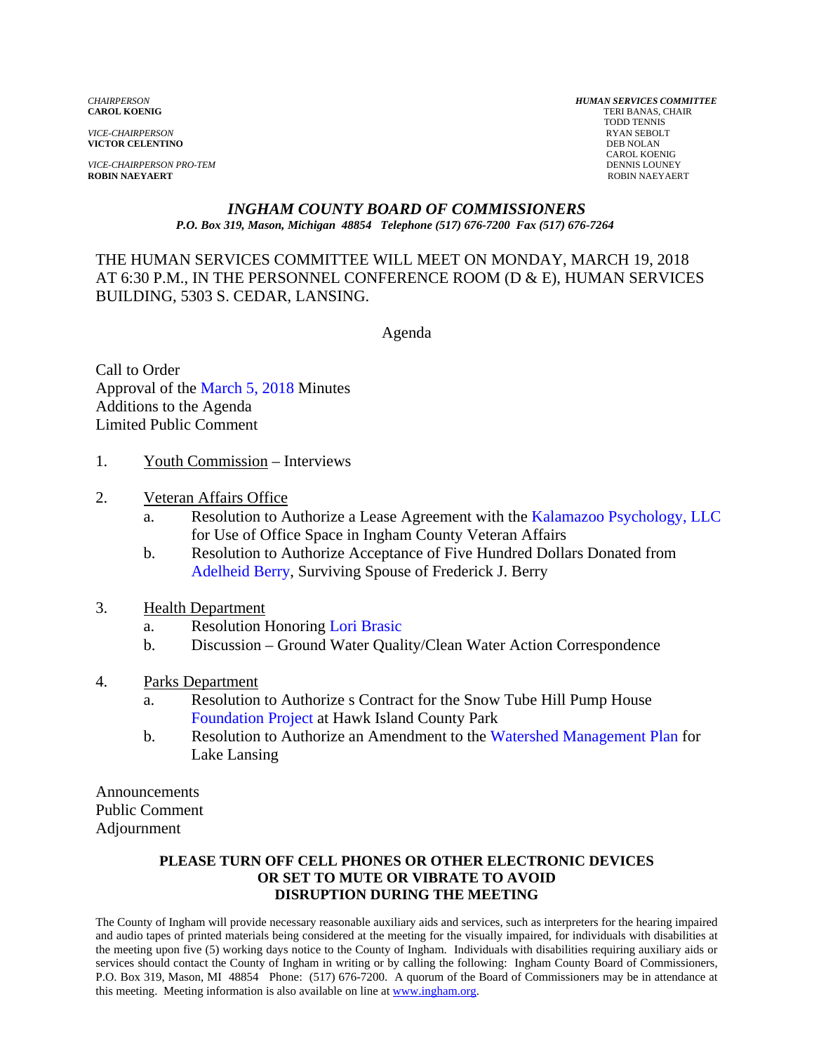*CHAIRPERSON*
**CAROL KOENIG**

*VICE-CHAIRPERSON*
**VICTOR CELENTINO**

*VICE-CHAIRPERSON PRO-TEM*
**ROBIN NAEYAERT**

***HUMAN SERVICES COMMITTEE***
TERI BANAS, CHAIR
TODD TENNIS
RYAN SEBOLT
DEB NOLAN
CAROL KOENIG
DENNIS LOUNEY
ROBIN NAEYAERT

## *INGHAM COUNTY BOARD OF COMMISSIONERS*

***P.O. Box 319, Mason, Michigan 48854 Telephone (517) 676-7200 Fax (517) 676-7264***

THE HUMAN SERVICES COMMITTEE WILL MEET ON MONDAY, MARCH 19, 2018 AT 6:30 P.M., IN THE PERSONNEL CONFERENCE ROOM (D & E), HUMAN SERVICES BUILDING, 5303 S. CEDAR, LANSING.

Agenda

Call to Order
Approval of the March 5, 2018 Minutes
Additions to the Agenda
Limited Public Comment

1. Youth Commission – Interviews

2. Veteran Affairs Office
   a. Resolution to Authorize a Lease Agreement with the Kalamazoo Psychology, LLC for Use of Office Space in Ingham County Veteran Affairs
   b. Resolution to Authorize Acceptance of Five Hundred Dollars Donated from Adelheid Berry, Surviving Spouse of Frederick J. Berry

3. Health Department
   a. Resolution Honoring Lori Brasic
   b. Discussion – Ground Water Quality/Clean Water Action Correspondence

4. Parks Department
   a. Resolution to Authorize s Contract for the Snow Tube Hill Pump House Foundation Project at Hawk Island County Park
   b. Resolution to Authorize an Amendment to the Watershed Management Plan for Lake Lansing

Announcements
Public Comment
Adjournment

**PLEASE TURN OFF CELL PHONES OR OTHER ELECTRONIC DEVICES OR SET TO MUTE OR VIBRATE TO AVOID DISRUPTION DURING THE MEETING**

The County of Ingham will provide necessary reasonable auxiliary aids and services, such as interpreters for the hearing impaired and audio tapes of printed materials being considered at the meeting for the visually impaired, for individuals with disabilities at the meeting upon five (5) working days notice to the County of Ingham. Individuals with disabilities requiring auxiliary aids or services should contact the County of Ingham in writing or by calling the following: Ingham County Board of Commissioners, P.O. Box 319, Mason, MI 48854 Phone: (517) 676-7200. A quorum of the Board of Commissioners may be in attendance at this meeting. Meeting information is also available on line at www.ingham.org.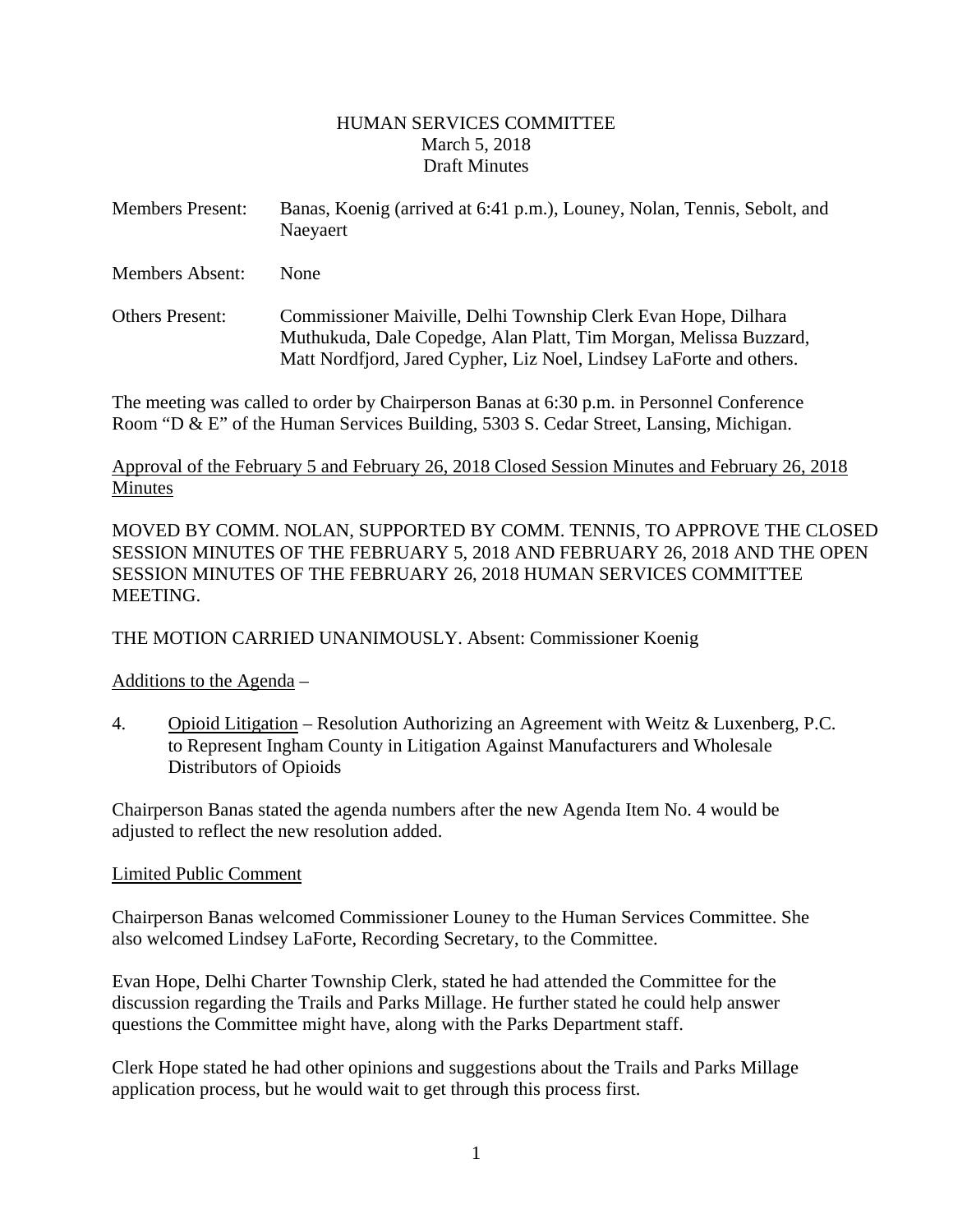HUMAN SERVICES COMMITTEE
March 5, 2018
Draft Minutes

| | |
|---|---|
| Members Present: | Banas, Koenig (arrived at 6:41 p.m.), Louney, Nolan, Tennis, Sebolt, and Naeyaert |
| Members Absent: | None |
| Others Present: | Commissioner Maiville, Delhi Township Clerk Evan Hope, Dilhara Muthukuda, Dale Copedge, Alan Platt, Tim Morgan, Melissa Buzzard, Matt Nordfjord, Jared Cypher, Liz Noel, Lindsey LaForte and others. |

The meeting was called to order by Chairperson Banas at 6:30 p.m. in Personnel Conference Room "D & E" of the Human Services Building, 5303 S. Cedar Street, Lansing, Michigan.

Approval of the February 5 and February 26, 2018 Closed Session Minutes and February 26, 2018 Minutes

MOVED BY COMM. NOLAN, SUPPORTED BY COMM. TENNIS, TO APPROVE THE CLOSED SESSION MINUTES OF THE FEBRUARY 5, 2018 AND FEBRUARY 26, 2018 AND THE OPEN SESSION MINUTES OF THE FEBRUARY 26, 2018 HUMAN SERVICES COMMITTEE MEETING.

THE MOTION CARRIED UNANIMOUSLY. Absent: Commissioner Koenig

Additions to the Agenda –

4. Opioid Litigation – Resolution Authorizing an Agreement with Weitz & Luxenberg, P.C. to Represent Ingham County in Litigation Against Manufacturers and Wholesale Distributors of Opioids

Chairperson Banas stated the agenda numbers after the new Agenda Item No. 4 would be adjusted to reflect the new resolution added.

Limited Public Comment

Chairperson Banas welcomed Commissioner Louney to the Human Services Committee. She also welcomed Lindsey LaForte, Recording Secretary, to the Committee.

Evan Hope, Delhi Charter Township Clerk, stated he had attended the Committee for the discussion regarding the Trails and Parks Millage. He further stated he could help answer questions the Committee might have, along with the Parks Department staff.

Clerk Hope stated he had other opinions and suggestions about the Trails and Parks Millage application process, but he would wait to get through this process first.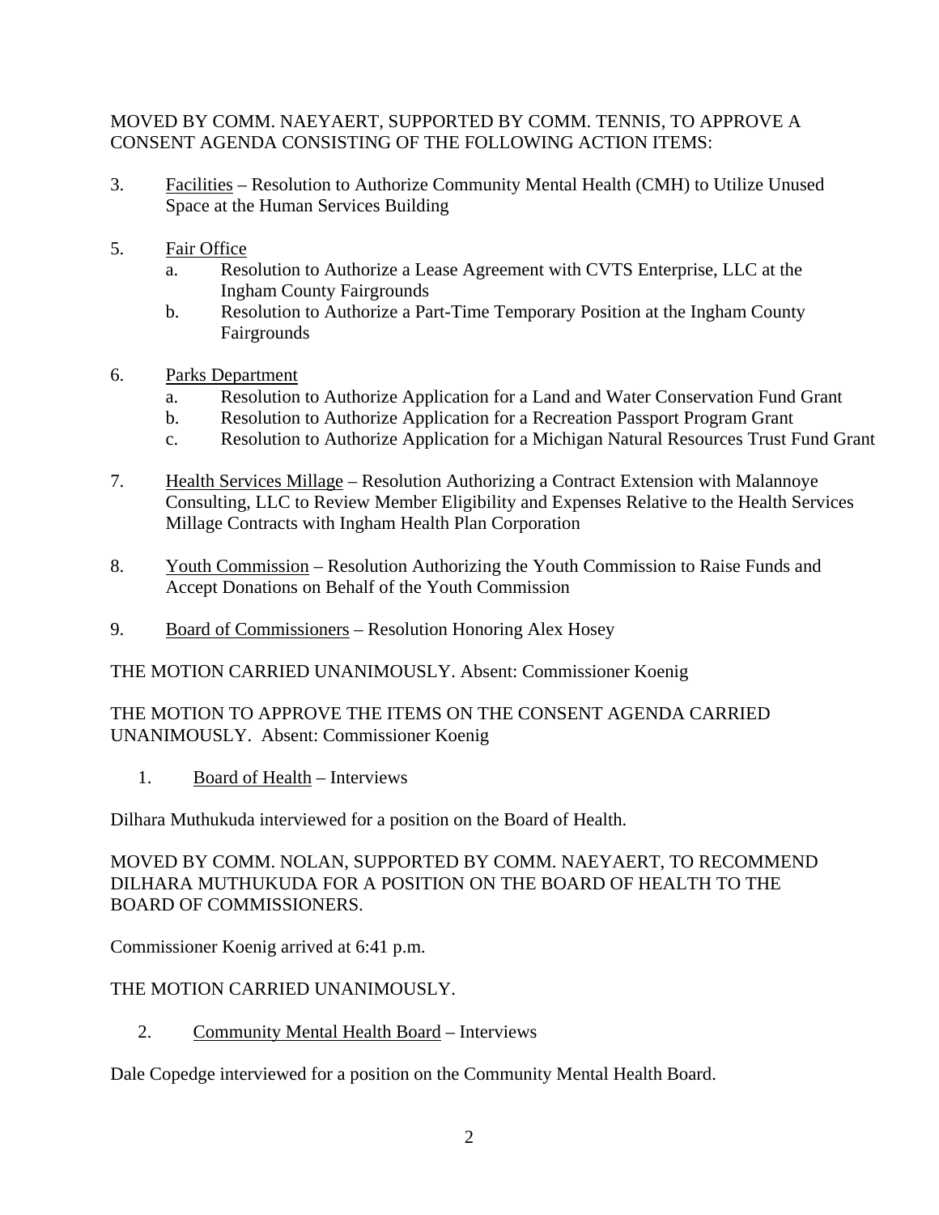MOVED BY COMM. NAEYAERT, SUPPORTED BY COMM. TENNIS, TO APPROVE A CONSENT AGENDA CONSISTING OF THE FOLLOWING ACTION ITEMS:

3. Facilities – Resolution to Authorize Community Mental Health (CMH) to Utilize Unused Space at the Human Services Building

5. Fair Office
   a. Resolution to Authorize a Lease Agreement with CVTS Enterprise, LLC at the Ingham County Fairgrounds
   b. Resolution to Authorize a Part-Time Temporary Position at the Ingham County Fairgrounds

6. Parks Department
   a. Resolution to Authorize Application for a Land and Water Conservation Fund Grant
   b. Resolution to Authorize Application for a Recreation Passport Program Grant
   c. Resolution to Authorize Application for a Michigan Natural Resources Trust Fund Grant

7. Health Services Millage – Resolution Authorizing a Contract Extension with Malannoye Consulting, LLC to Review Member Eligibility and Expenses Relative to the Health Services Millage Contracts with Ingham Health Plan Corporation

8. Youth Commission – Resolution Authorizing the Youth Commission to Raise Funds and Accept Donations on Behalf of the Youth Commission

9. Board of Commissioners – Resolution Honoring Alex Hosey

THE MOTION CARRIED UNANIMOUSLY. Absent: Commissioner Koenig

THE MOTION TO APPROVE THE ITEMS ON THE CONSENT AGENDA CARRIED UNANIMOUSLY. Absent: Commissioner Koenig

1. Board of Health – Interviews

Dilhara Muthukuda interviewed for a position on the Board of Health.

MOVED BY COMM. NOLAN, SUPPORTED BY COMM. NAEYAERT, TO RECOMMEND DILHARA MUTHUKUDA FOR A POSITION ON THE BOARD OF HEALTH TO THE BOARD OF COMMISSIONERS.

Commissioner Koenig arrived at 6:41 p.m.

THE MOTION CARRIED UNANIMOUSLY.

2. Community Mental Health Board – Interviews

Dale Copedge interviewed for a position on the Community Mental Health Board.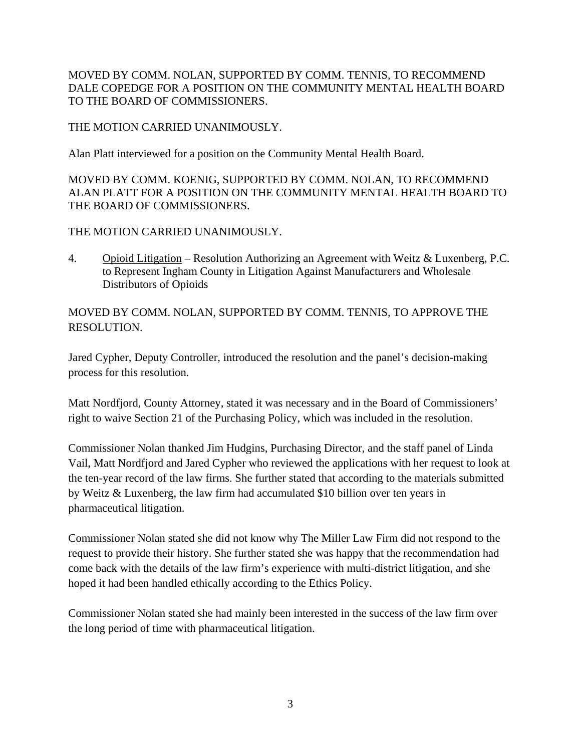MOVED BY COMM. NOLAN, SUPPORTED BY COMM. TENNIS, TO RECOMMEND DALE COPEDGE FOR A POSITION ON THE COMMUNITY MENTAL HEALTH BOARD TO THE BOARD OF COMMISSIONERS.

THE MOTION CARRIED UNANIMOUSLY.

Alan Platt interviewed for a position on the Community Mental Health Board.

MOVED BY COMM. KOENIG, SUPPORTED BY COMM. NOLAN, TO RECOMMEND ALAN PLATT FOR A POSITION ON THE COMMUNITY MENTAL HEALTH BOARD TO THE BOARD OF COMMISSIONERS.

THE MOTION CARRIED UNANIMOUSLY.

4. Opioid Litigation – Resolution Authorizing an Agreement with Weitz & Luxenberg, P.C. to Represent Ingham County in Litigation Against Manufacturers and Wholesale Distributors of Opioids

MOVED BY COMM. NOLAN, SUPPORTED BY COMM. TENNIS, TO APPROVE THE RESOLUTION.

Jared Cypher, Deputy Controller, introduced the resolution and the panel's decision-making process for this resolution.

Matt Nordfjord, County Attorney, stated it was necessary and in the Board of Commissioners' right to waive Section 21 of the Purchasing Policy, which was included in the resolution.

Commissioner Nolan thanked Jim Hudgins, Purchasing Director, and the staff panel of Linda Vail, Matt Nordfjord and Jared Cypher who reviewed the applications with her request to look at the ten-year record of the law firms. She further stated that according to the materials submitted by Weitz & Luxenberg, the law firm had accumulated $10 billion over ten years in pharmaceutical litigation.

Commissioner Nolan stated she did not know why The Miller Law Firm did not respond to the request to provide their history. She further stated she was happy that the recommendation had come back with the details of the law firm's experience with multi-district litigation, and she hoped it had been handled ethically according to the Ethics Policy.

Commissioner Nolan stated she had mainly been interested in the success of the law firm over the long period of time with pharmaceutical litigation.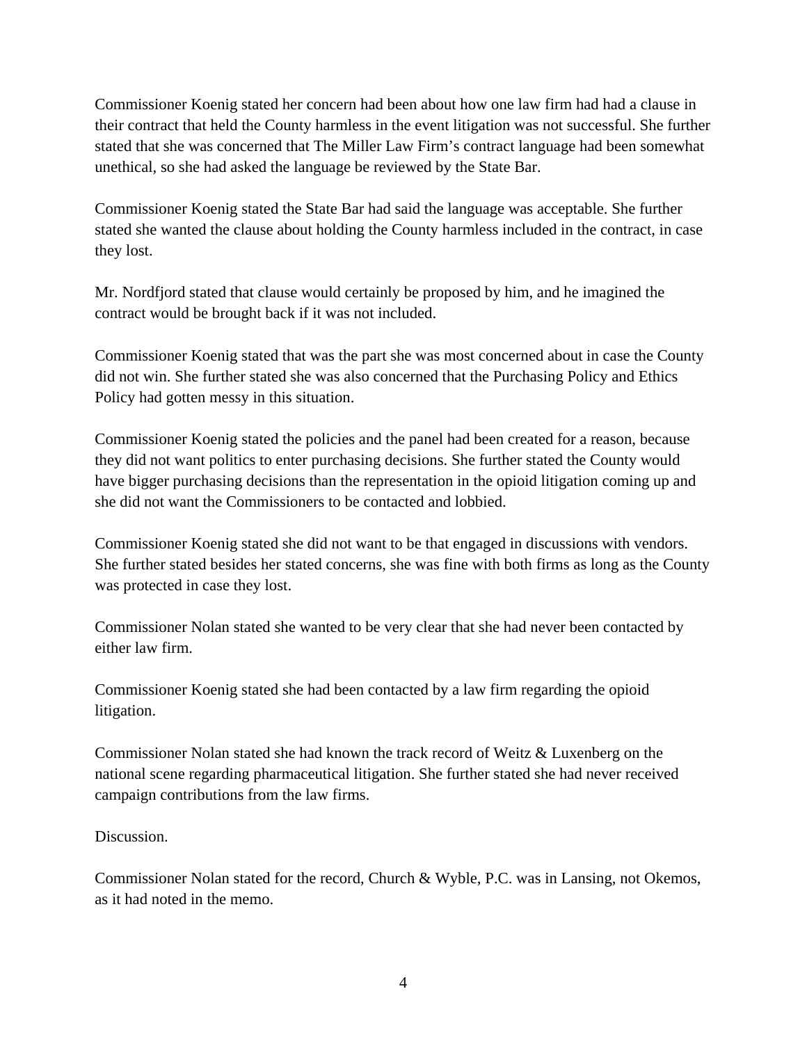Commissioner Koenig stated her concern had been about how one law firm had had a clause in their contract that held the County harmless in the event litigation was not successful. She further stated that she was concerned that The Miller Law Firm's contract language had been somewhat unethical, so she had asked the language be reviewed by the State Bar.

Commissioner Koenig stated the State Bar had said the language was acceptable. She further stated she wanted the clause about holding the County harmless included in the contract, in case they lost.

Mr. Nordfjord stated that clause would certainly be proposed by him, and he imagined the contract would be brought back if it was not included.

Commissioner Koenig stated that was the part she was most concerned about in case the County did not win. She further stated she was also concerned that the Purchasing Policy and Ethics Policy had gotten messy in this situation.

Commissioner Koenig stated the policies and the panel had been created for a reason, because they did not want politics to enter purchasing decisions. She further stated the County would have bigger purchasing decisions than the representation in the opioid litigation coming up and she did not want the Commissioners to be contacted and lobbied.

Commissioner Koenig stated she did not want to be that engaged in discussions with vendors. She further stated besides her stated concerns, she was fine with both firms as long as the County was protected in case they lost.

Commissioner Nolan stated she wanted to be very clear that she had never been contacted by either law firm.

Commissioner Koenig stated she had been contacted by a law firm regarding the opioid litigation.

Commissioner Nolan stated she had known the track record of Weitz & Luxenberg on the national scene regarding pharmaceutical litigation. She further stated she had never received campaign contributions from the law firms.

Discussion.

Commissioner Nolan stated for the record, Church & Wyble, P.C. was in Lansing, not Okemos, as it had noted in the memo.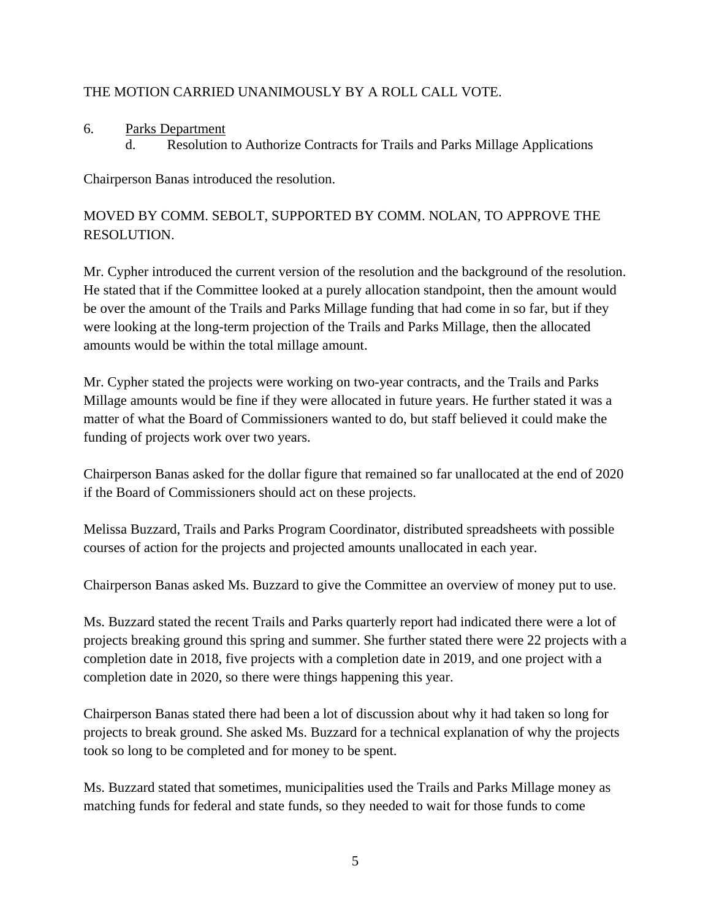THE MOTION CARRIED UNANIMOUSLY BY A ROLL CALL VOTE.

6. Parks Department
    d. Resolution to Authorize Contracts for Trails and Parks Millage Applications

Chairperson Banas introduced the resolution.

MOVED BY COMM. SEBOLT, SUPPORTED BY COMM. NOLAN, TO APPROVE THE RESOLUTION.

Mr. Cypher introduced the current version of the resolution and the background of the resolution. He stated that if the Committee looked at a purely allocation standpoint, then the amount would be over the amount of the Trails and Parks Millage funding that had come in so far, but if they were looking at the long-term projection of the Trails and Parks Millage, then the allocated amounts would be within the total millage amount.

Mr. Cypher stated the projects were working on two-year contracts, and the Trails and Parks Millage amounts would be fine if they were allocated in future years. He further stated it was a matter of what the Board of Commissioners wanted to do, but staff believed it could make the funding of projects work over two years.

Chairperson Banas asked for the dollar figure that remained so far unallocated at the end of 2020 if the Board of Commissioners should act on these projects.

Melissa Buzzard, Trails and Parks Program Coordinator, distributed spreadsheets with possible courses of action for the projects and projected amounts unallocated in each year.

Chairperson Banas asked Ms. Buzzard to give the Committee an overview of money put to use.

Ms. Buzzard stated the recent Trails and Parks quarterly report had indicated there were a lot of projects breaking ground this spring and summer. She further stated there were 22 projects with a completion date in 2018, five projects with a completion date in 2019, and one project with a completion date in 2020, so there were things happening this year.

Chairperson Banas stated there had been a lot of discussion about why it had taken so long for projects to break ground. She asked Ms. Buzzard for a technical explanation of why the projects took so long to be completed and for money to be spent.

Ms. Buzzard stated that sometimes, municipalities used the Trails and Parks Millage money as matching funds for federal and state funds, so they needed to wait for those funds to come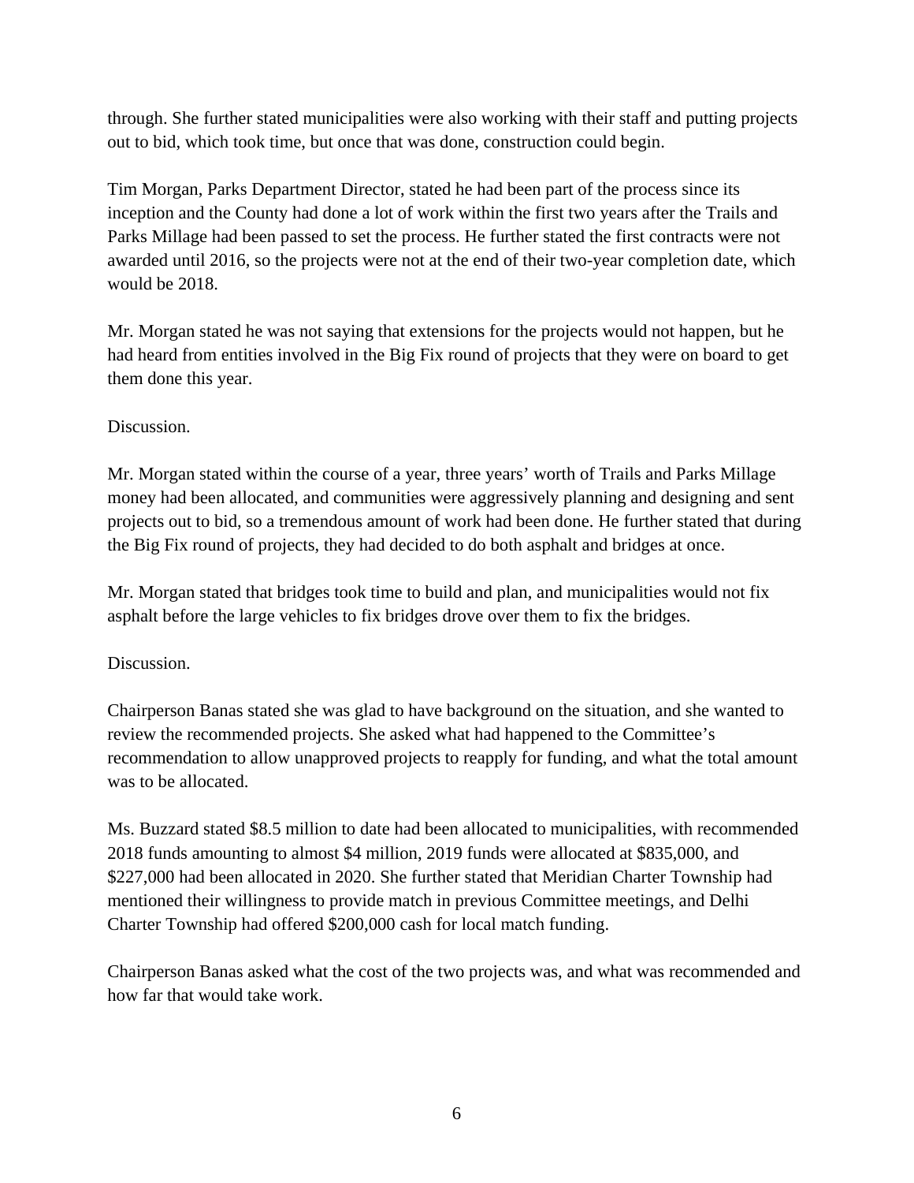through. She further stated municipalities were also working with their staff and putting projects out to bid, which took time, but once that was done, construction could begin.

Tim Morgan, Parks Department Director, stated he had been part of the process since its inception and the County had done a lot of work within the first two years after the Trails and Parks Millage had been passed to set the process. He further stated the first contracts were not awarded until 2016, so the projects were not at the end of their two-year completion date, which would be 2018.

Mr. Morgan stated he was not saying that extensions for the projects would not happen, but he had heard from entities involved in the Big Fix round of projects that they were on board to get them done this year.

Discussion.

Mr. Morgan stated within the course of a year, three years' worth of Trails and Parks Millage money had been allocated, and communities were aggressively planning and designing and sent projects out to bid, so a tremendous amount of work had been done. He further stated that during the Big Fix round of projects, they had decided to do both asphalt and bridges at once.

Mr. Morgan stated that bridges took time to build and plan, and municipalities would not fix asphalt before the large vehicles to fix bridges drove over them to fix the bridges.

Discussion.

Chairperson Banas stated she was glad to have background on the situation, and she wanted to review the recommended projects. She asked what had happened to the Committee's recommendation to allow unapproved projects to reapply for funding, and what the total amount was to be allocated.

Ms. Buzzard stated $8.5 million to date had been allocated to municipalities, with recommended 2018 funds amounting to almost $4 million, 2019 funds were allocated at $835,000, and $227,000 had been allocated in 2020. She further stated that Meridian Charter Township had mentioned their willingness to provide match in previous Committee meetings, and Delhi Charter Township had offered $200,000 cash for local match funding.

Chairperson Banas asked what the cost of the two projects was, and what was recommended and how far that would take work.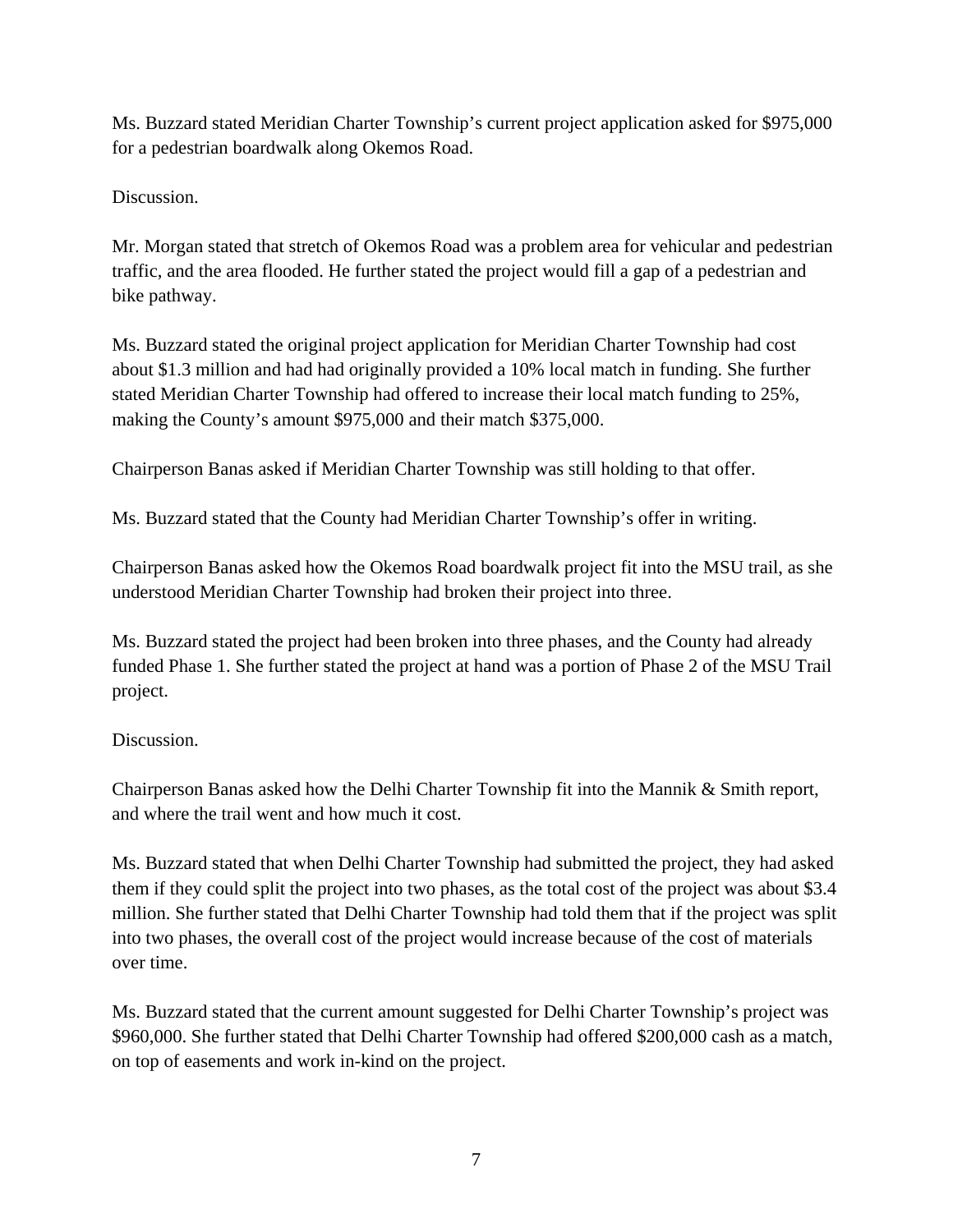Ms. Buzzard stated Meridian Charter Township's current project application asked for $975,000 for a pedestrian boardwalk along Okemos Road.

Discussion.

Mr. Morgan stated that stretch of Okemos Road was a problem area for vehicular and pedestrian traffic, and the area flooded. He further stated the project would fill a gap of a pedestrian and bike pathway.

Ms. Buzzard stated the original project application for Meridian Charter Township had cost about $1.3 million and had had originally provided a 10% local match in funding. She further stated Meridian Charter Township had offered to increase their local match funding to 25%, making the County's amount $975,000 and their match $375,000.

Chairperson Banas asked if Meridian Charter Township was still holding to that offer.

Ms. Buzzard stated that the County had Meridian Charter Township's offer in writing.

Chairperson Banas asked how the Okemos Road boardwalk project fit into the MSU trail, as she understood Meridian Charter Township had broken their project into three.

Ms. Buzzard stated the project had been broken into three phases, and the County had already funded Phase 1. She further stated the project at hand was a portion of Phase 2 of the MSU Trail project.

Discussion.

Chairperson Banas asked how the Delhi Charter Township fit into the Mannik & Smith report, and where the trail went and how much it cost.

Ms. Buzzard stated that when Delhi Charter Township had submitted the project, they had asked them if they could split the project into two phases, as the total cost of the project was about $3.4 million. She further stated that Delhi Charter Township had told them that if the project was split into two phases, the overall cost of the project would increase because of the cost of materials over time.

Ms. Buzzard stated that the current amount suggested for Delhi Charter Township's project was $960,000. She further stated that Delhi Charter Township had offered $200,000 cash as a match, on top of easements and work in-kind on the project.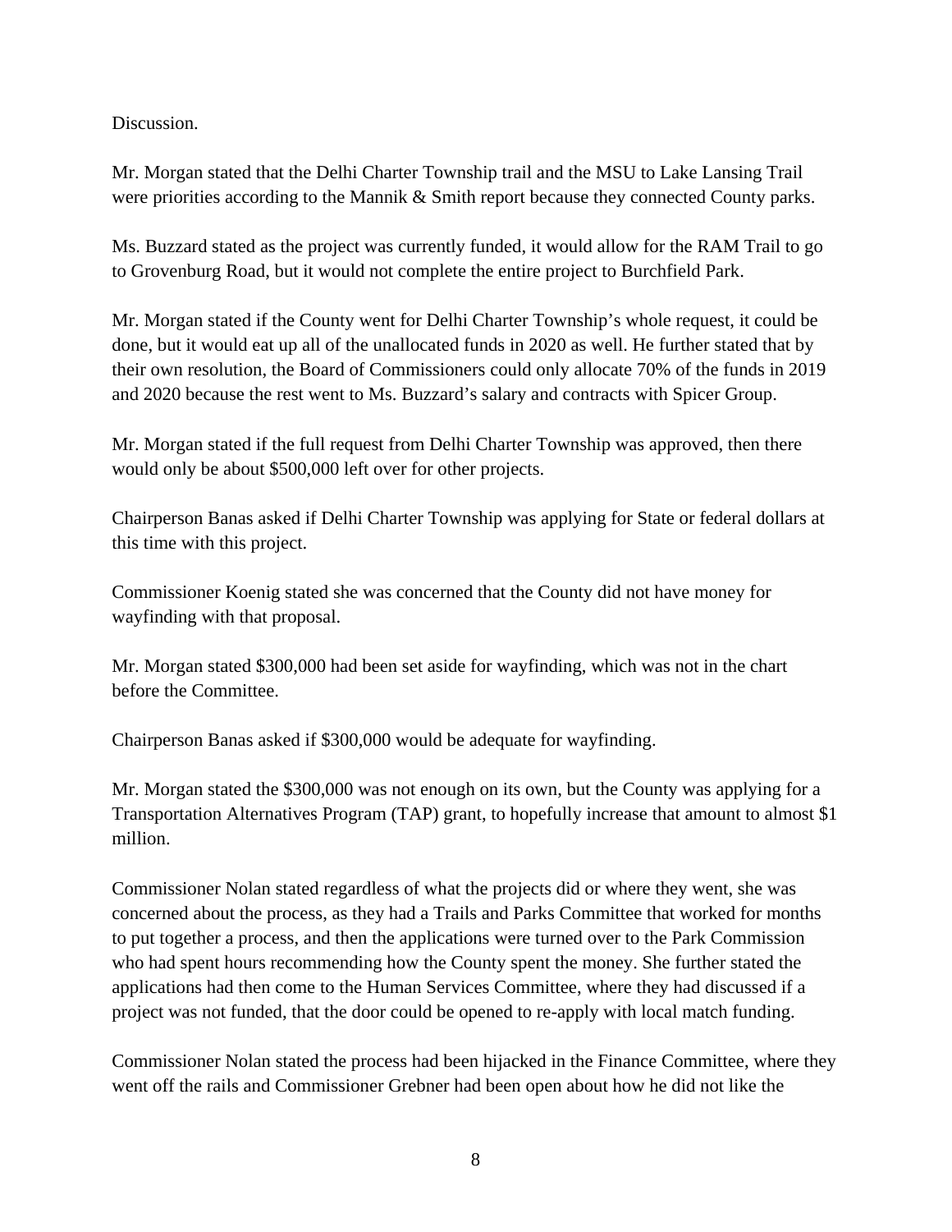Discussion.

Mr. Morgan stated that the Delhi Charter Township trail and the MSU to Lake Lansing Trail were priorities according to the Mannik & Smith report because they connected County parks.

Ms. Buzzard stated as the project was currently funded, it would allow for the RAM Trail to go to Grovenburg Road, but it would not complete the entire project to Burchfield Park.

Mr. Morgan stated if the County went for Delhi Charter Township's whole request, it could be done, but it would eat up all of the unallocated funds in 2020 as well. He further stated that by their own resolution, the Board of Commissioners could only allocate 70% of the funds in 2019 and 2020 because the rest went to Ms. Buzzard's salary and contracts with Spicer Group.

Mr. Morgan stated if the full request from Delhi Charter Township was approved, then there would only be about $500,000 left over for other projects.

Chairperson Banas asked if Delhi Charter Township was applying for State or federal dollars at this time with this project.

Commissioner Koenig stated she was concerned that the County did not have money for wayfinding with that proposal.

Mr. Morgan stated $300,000 had been set aside for wayfinding, which was not in the chart before the Committee.

Chairperson Banas asked if $300,000 would be adequate for wayfinding.

Mr. Morgan stated the $300,000 was not enough on its own, but the County was applying for a Transportation Alternatives Program (TAP) grant, to hopefully increase that amount to almost $1 million.

Commissioner Nolan stated regardless of what the projects did or where they went, she was concerned about the process, as they had a Trails and Parks Committee that worked for months to put together a process, and then the applications were turned over to the Park Commission who had spent hours recommending how the County spent the money. She further stated the applications had then come to the Human Services Committee, where they had discussed if a project was not funded, that the door could be opened to re-apply with local match funding.

Commissioner Nolan stated the process had been hijacked in the Finance Committee, where they went off the rails and Commissioner Grebner had been open about how he did not like the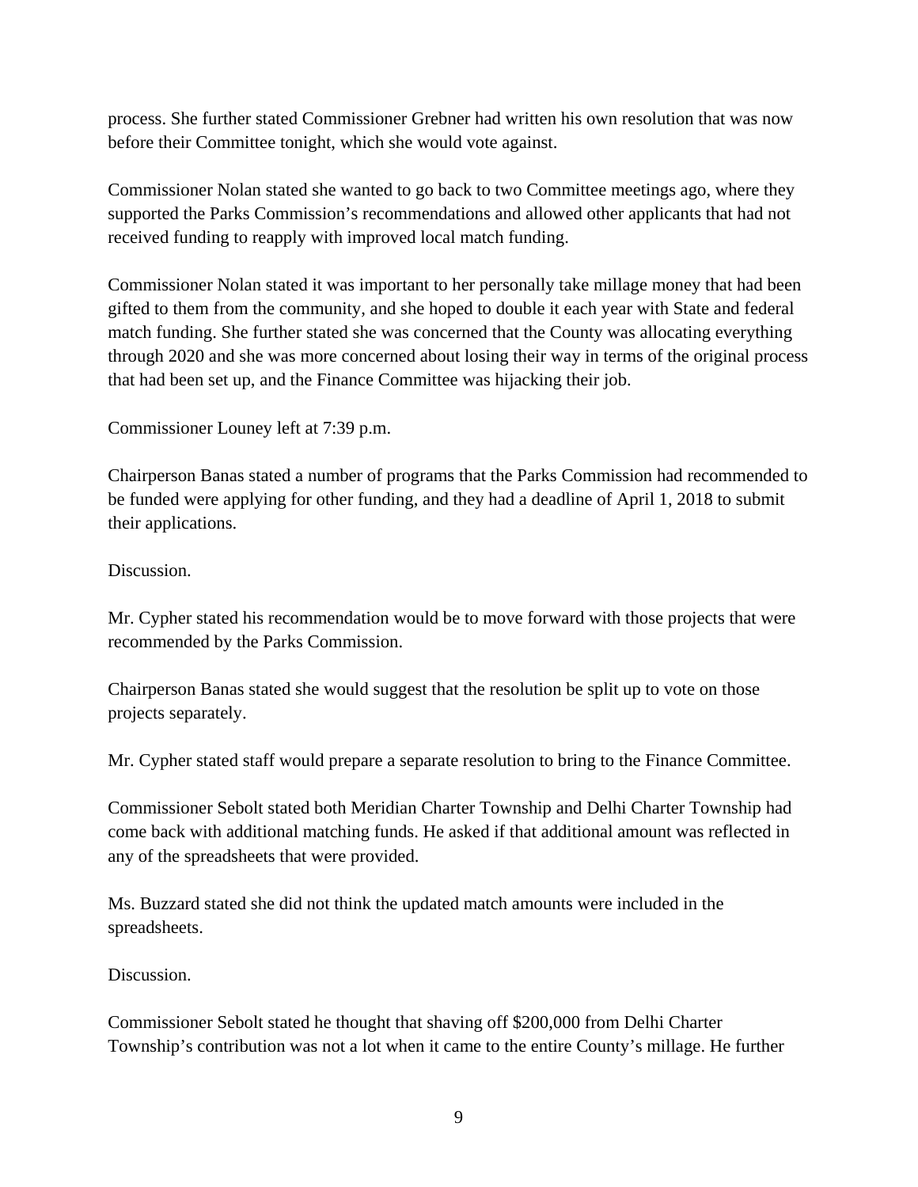process. She further stated Commissioner Grebner had written his own resolution that was now before their Committee tonight, which she would vote against.

Commissioner Nolan stated she wanted to go back to two Committee meetings ago, where they supported the Parks Commission's recommendations and allowed other applicants that had not received funding to reapply with improved local match funding.

Commissioner Nolan stated it was important to her personally take millage money that had been gifted to them from the community, and she hoped to double it each year with State and federal match funding. She further stated she was concerned that the County was allocating everything through 2020 and she was more concerned about losing their way in terms of the original process that had been set up, and the Finance Committee was hijacking their job.

Commissioner Louney left at 7:39 p.m.

Chairperson Banas stated a number of programs that the Parks Commission had recommended to be funded were applying for other funding, and they had a deadline of April 1, 2018 to submit their applications.

Discussion.

Mr. Cypher stated his recommendation would be to move forward with those projects that were recommended by the Parks Commission.

Chairperson Banas stated she would suggest that the resolution be split up to vote on those projects separately.

Mr. Cypher stated staff would prepare a separate resolution to bring to the Finance Committee.

Commissioner Sebolt stated both Meridian Charter Township and Delhi Charter Township had come back with additional matching funds. He asked if that additional amount was reflected in any of the spreadsheets that were provided.

Ms. Buzzard stated she did not think the updated match amounts were included in the spreadsheets.

Discussion.

Commissioner Sebolt stated he thought that shaving off $200,000 from Delhi Charter Township's contribution was not a lot when it came to the entire County's millage. He further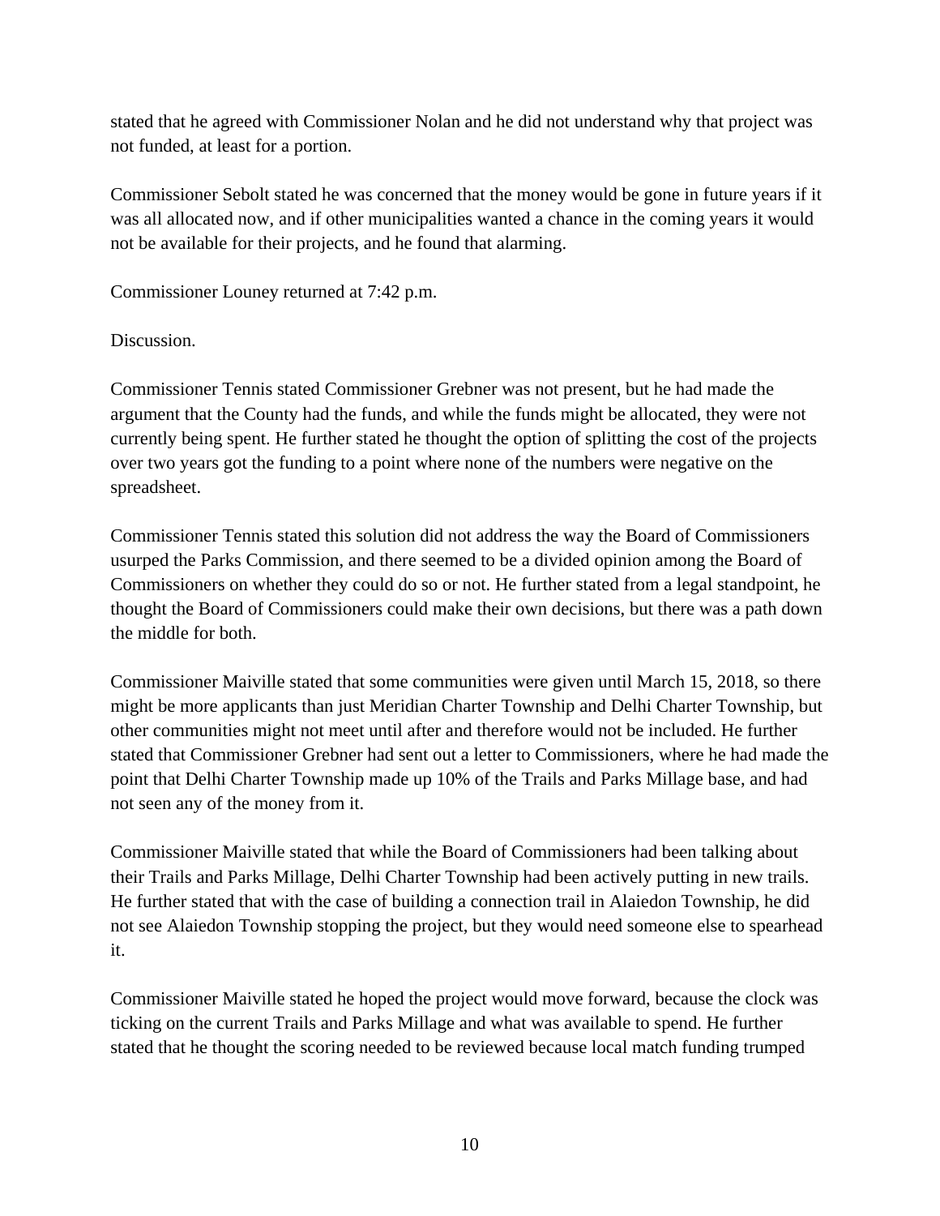stated that he agreed with Commissioner Nolan and he did not understand why that project was not funded, at least for a portion.

Commissioner Sebolt stated he was concerned that the money would be gone in future years if it was all allocated now, and if other municipalities wanted a chance in the coming years it would not be available for their projects, and he found that alarming.

Commissioner Louney returned at 7:42 p.m.

Discussion.

Commissioner Tennis stated Commissioner Grebner was not present, but he had made the argument that the County had the funds, and while the funds might be allocated, they were not currently being spent. He further stated he thought the option of splitting the cost of the projects over two years got the funding to a point where none of the numbers were negative on the spreadsheet.

Commissioner Tennis stated this solution did not address the way the Board of Commissioners usurped the Parks Commission, and there seemed to be a divided opinion among the Board of Commissioners on whether they could do so or not. He further stated from a legal standpoint, he thought the Board of Commissioners could make their own decisions, but there was a path down the middle for both.

Commissioner Maiville stated that some communities were given until March 15, 2018, so there might be more applicants than just Meridian Charter Township and Delhi Charter Township, but other communities might not meet until after and therefore would not be included. He further stated that Commissioner Grebner had sent out a letter to Commissioners, where he had made the point that Delhi Charter Township made up 10% of the Trails and Parks Millage base, and had not seen any of the money from it.

Commissioner Maiville stated that while the Board of Commissioners had been talking about their Trails and Parks Millage, Delhi Charter Township had been actively putting in new trails. He further stated that with the case of building a connection trail in Alaiedon Township, he did not see Alaiedon Township stopping the project, but they would need someone else to spearhead it.

Commissioner Maiville stated he hoped the project would move forward, because the clock was ticking on the current Trails and Parks Millage and what was available to spend. He further stated that he thought the scoring needed to be reviewed because local match funding trumped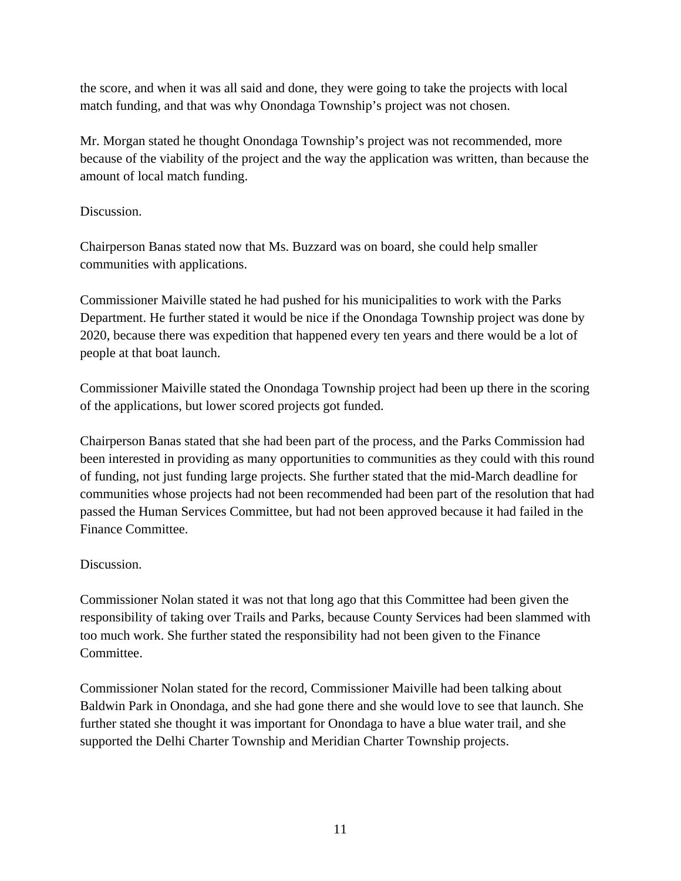the score, and when it was all said and done, they were going to take the projects with local match funding, and that was why Onondaga Township's project was not chosen.

Mr. Morgan stated he thought Onondaga Township's project was not recommended, more because of the viability of the project and the way the application was written, than because the amount of local match funding.

Discussion.

Chairperson Banas stated now that Ms. Buzzard was on board, she could help smaller communities with applications.

Commissioner Maiville stated he had pushed for his municipalities to work with the Parks Department. He further stated it would be nice if the Onondaga Township project was done by 2020, because there was expedition that happened every ten years and there would be a lot of people at that boat launch.

Commissioner Maiville stated the Onondaga Township project had been up there in the scoring of the applications, but lower scored projects got funded.

Chairperson Banas stated that she had been part of the process, and the Parks Commission had been interested in providing as many opportunities to communities as they could with this round of funding, not just funding large projects. She further stated that the mid-March deadline for communities whose projects had not been recommended had been part of the resolution that had passed the Human Services Committee, but had not been approved because it had failed in the Finance Committee.

Discussion.

Commissioner Nolan stated it was not that long ago that this Committee had been given the responsibility of taking over Trails and Parks, because County Services had been slammed with too much work. She further stated the responsibility had not been given to the Finance Committee.

Commissioner Nolan stated for the record, Commissioner Maiville had been talking about Baldwin Park in Onondaga, and she had gone there and she would love to see that launch. She further stated she thought it was important for Onondaga to have a blue water trail, and she supported the Delhi Charter Township and Meridian Charter Township projects.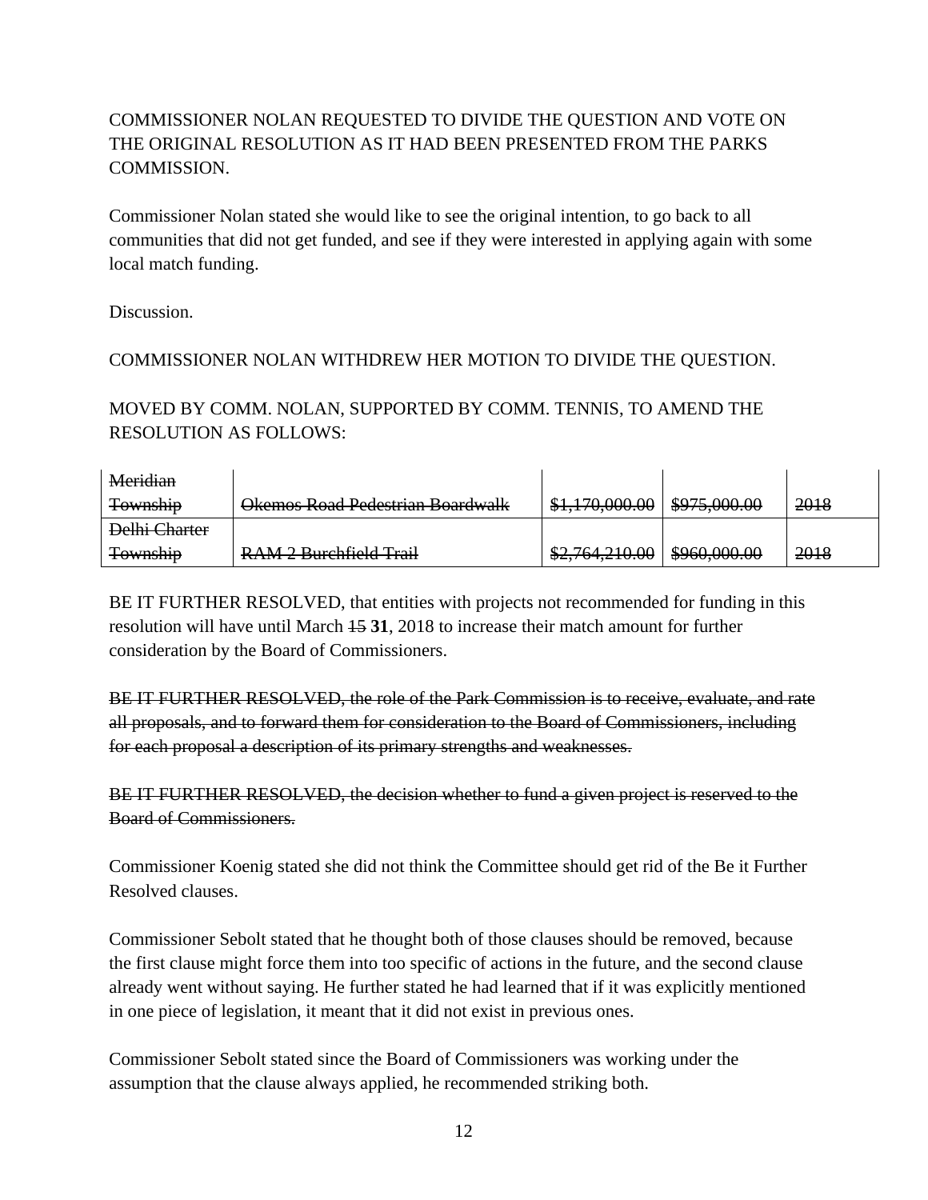COMMISSIONER NOLAN REQUESTED TO DIVIDE THE QUESTION AND VOTE ON THE ORIGINAL RESOLUTION AS IT HAD BEEN PRESENTED FROM THE PARKS COMMISSION.

Commissioner Nolan stated she would like to see the original intention, to go back to all communities that did not get funded, and see if they were interested in applying again with some local match funding.

Discussion.

COMMISSIONER NOLAN WITHDREW HER MOTION TO DIVIDE THE QUESTION.

MOVED BY COMM. NOLAN, SUPPORTED BY COMM. TENNIS, TO AMEND THE RESOLUTION AS FOLLOWS:

| | | | | |
|---|---|---|---|---|
| ~~Meridian Township~~ | ~~Okemos Road Pedestrian Boardwalk~~ | ~~$1,170,000.00~~ | ~~$975,000.00~~ | ~~2018~~ |
| ~~Delhi Charter Township~~ | ~~RAM 2 Burchfield Trail~~ | ~~$2,764,210.00~~ | ~~$960,000.00~~ | ~~2018~~ |

BE IT FURTHER RESOLVED, that entities with projects not recommended for funding in this resolution will have until March ~~15~~ **31**, 2018 to increase their match amount for further consideration by the Board of Commissioners.

~~BE IT FURTHER RESOLVED, the role of the Park Commission is to receive, evaluate, and rate all proposals, and to forward them for consideration to the Board of Commissioners, including for each proposal a description of its primary strengths and weaknesses.~~

~~BE IT FURTHER RESOLVED, the decision whether to fund a given project is reserved to the Board of Commissioners.~~

Commissioner Koenig stated she did not think the Committee should get rid of the Be it Further Resolved clauses.

Commissioner Sebolt stated that he thought both of those clauses should be removed, because the first clause might force them into too specific of actions in the future, and the second clause already went without saying. He further stated he had learned that if it was explicitly mentioned in one piece of legislation, it meant that it did not exist in previous ones.

Commissioner Sebolt stated since the Board of Commissioners was working under the assumption that the clause always applied, he recommended striking both.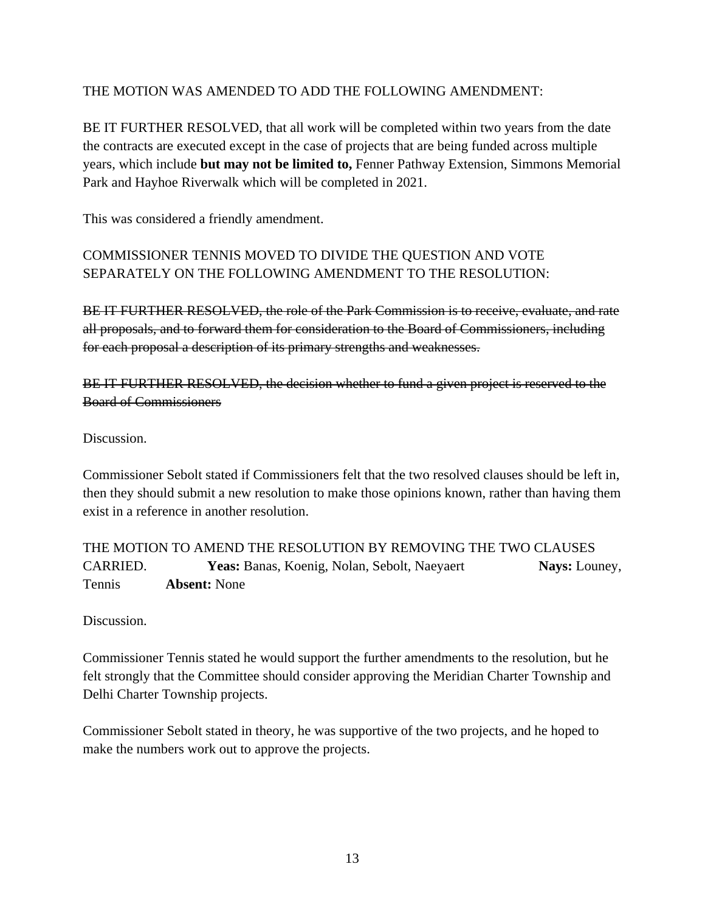THE MOTION WAS AMENDED TO ADD THE FOLLOWING AMENDMENT:

BE IT FURTHER RESOLVED, that all work will be completed within two years from the date the contracts are executed except in the case of projects that are being funded across multiple years, which include **but may not be limited to,** Fenner Pathway Extension, Simmons Memorial Park and Hayhoe Riverwalk which will be completed in 2021.

This was considered a friendly amendment.

COMMISSIONER TENNIS MOVED TO DIVIDE THE QUESTION AND VOTE SEPARATELY ON THE FOLLOWING AMENDMENT TO THE RESOLUTION:

~~BE IT FURTHER RESOLVED, the role of the Park Commission is to receive, evaluate, and rate all proposals, and to forward them for consideration to the Board of Commissioners, including for each proposal a description of its primary strengths and weaknesses.~~

~~BE IT FURTHER RESOLVED, the decision whether to fund a given project is reserved to the Board of Commissioners~~

Discussion.

Commissioner Sebolt stated if Commissioners felt that the two resolved clauses should be left in, then they should submit a new resolution to make those opinions known, rather than having them exist in a reference in another resolution.

THE MOTION TO AMEND THE RESOLUTION BY REMOVING THE TWO CLAUSES CARRIED. **Yeas:** Banas, Koenig, Nolan, Sebolt, Naeyaert **Nays:** Louney, Tennis **Absent:** None

Discussion.

Commissioner Tennis stated he would support the further amendments to the resolution, but he felt strongly that the Committee should consider approving the Meridian Charter Township and Delhi Charter Township projects.

Commissioner Sebolt stated in theory, he was supportive of the two projects, and he hoped to make the numbers work out to approve the projects.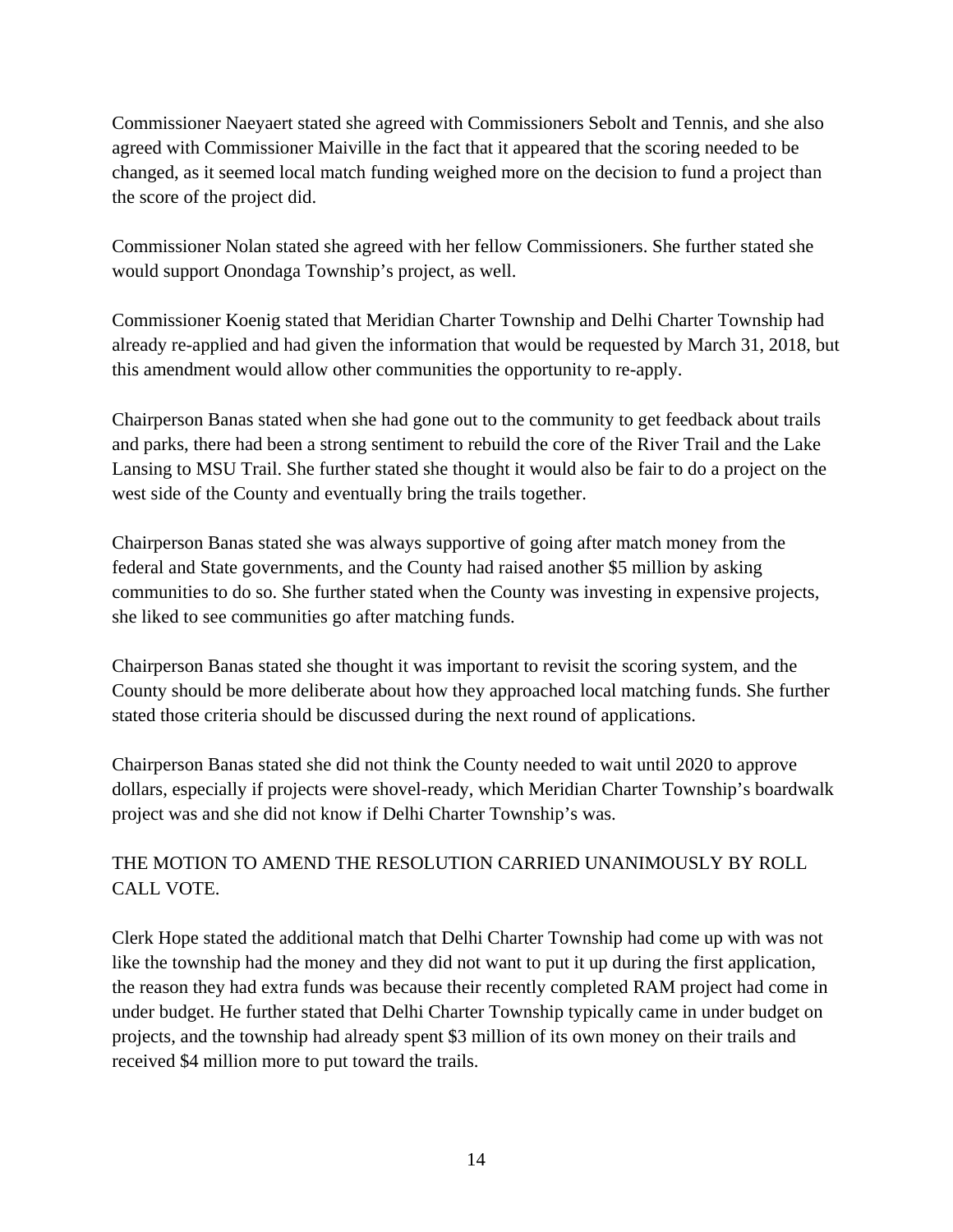Commissioner Naeyaert stated she agreed with Commissioners Sebolt and Tennis, and she also agreed with Commissioner Maiville in the fact that it appeared that the scoring needed to be changed, as it seemed local match funding weighed more on the decision to fund a project than the score of the project did.

Commissioner Nolan stated she agreed with her fellow Commissioners. She further stated she would support Onondaga Township's project, as well.

Commissioner Koenig stated that Meridian Charter Township and Delhi Charter Township had already re-applied and had given the information that would be requested by March 31, 2018, but this amendment would allow other communities the opportunity to re-apply.

Chairperson Banas stated when she had gone out to the community to get feedback about trails and parks, there had been a strong sentiment to rebuild the core of the River Trail and the Lake Lansing to MSU Trail. She further stated she thought it would also be fair to do a project on the west side of the County and eventually bring the trails together.

Chairperson Banas stated she was always supportive of going after match money from the federal and State governments, and the County had raised another $5 million by asking communities to do so. She further stated when the County was investing in expensive projects, she liked to see communities go after matching funds.

Chairperson Banas stated she thought it was important to revisit the scoring system, and the County should be more deliberate about how they approached local matching funds. She further stated those criteria should be discussed during the next round of applications.

Chairperson Banas stated she did not think the County needed to wait until 2020 to approve dollars, especially if projects were shovel-ready, which Meridian Charter Township's boardwalk project was and she did not know if Delhi Charter Township's was.

THE MOTION TO AMEND THE RESOLUTION CARRIED UNANIMOUSLY BY ROLL CALL VOTE.

Clerk Hope stated the additional match that Delhi Charter Township had come up with was not like the township had the money and they did not want to put it up during the first application, the reason they had extra funds was because their recently completed RAM project had come in under budget. He further stated that Delhi Charter Township typically came in under budget on projects, and the township had already spent $3 million of its own money on their trails and received $4 million more to put toward the trails.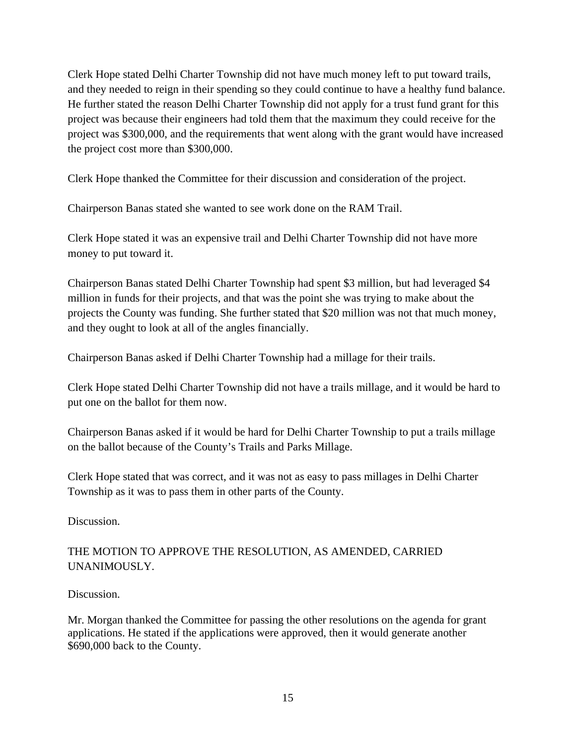Clerk Hope stated Delhi Charter Township did not have much money left to put toward trails, and they needed to reign in their spending so they could continue to have a healthy fund balance. He further stated the reason Delhi Charter Township did not apply for a trust fund grant for this project was because their engineers had told them that the maximum they could receive for the project was $300,000, and the requirements that went along with the grant would have increased the project cost more than $300,000.

Clerk Hope thanked the Committee for their discussion and consideration of the project.

Chairperson Banas stated she wanted to see work done on the RAM Trail.

Clerk Hope stated it was an expensive trail and Delhi Charter Township did not have more money to put toward it.

Chairperson Banas stated Delhi Charter Township had spent $3 million, but had leveraged $4 million in funds for their projects, and that was the point she was trying to make about the projects the County was funding. She further stated that $20 million was not that much money, and they ought to look at all of the angles financially.

Chairperson Banas asked if Delhi Charter Township had a millage for their trails.

Clerk Hope stated Delhi Charter Township did not have a trails millage, and it would be hard to put one on the ballot for them now.

Chairperson Banas asked if it would be hard for Delhi Charter Township to put a trails millage on the ballot because of the County's Trails and Parks Millage.

Clerk Hope stated that was correct, and it was not as easy to pass millages in Delhi Charter Township as it was to pass them in other parts of the County.

Discussion.

THE MOTION TO APPROVE THE RESOLUTION, AS AMENDED, CARRIED UNANIMOUSLY.

Discussion.

Mr. Morgan thanked the Committee for passing the other resolutions on the agenda for grant applications. He stated if the applications were approved, then it would generate another $690,000 back to the County.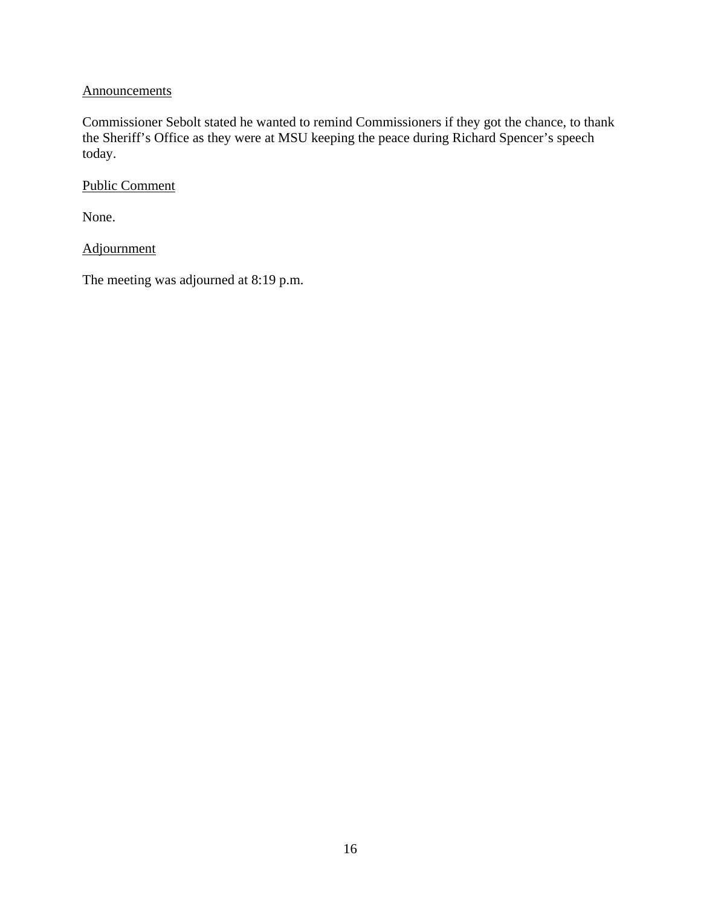Announcements

Commissioner Sebolt stated he wanted to remind Commissioners if they got the chance, to thank the Sheriff's Office as they were at MSU keeping the peace during Richard Spencer's speech today.

Public Comment

None.

Adjournment

The meeting was adjourned at 8:19 p.m.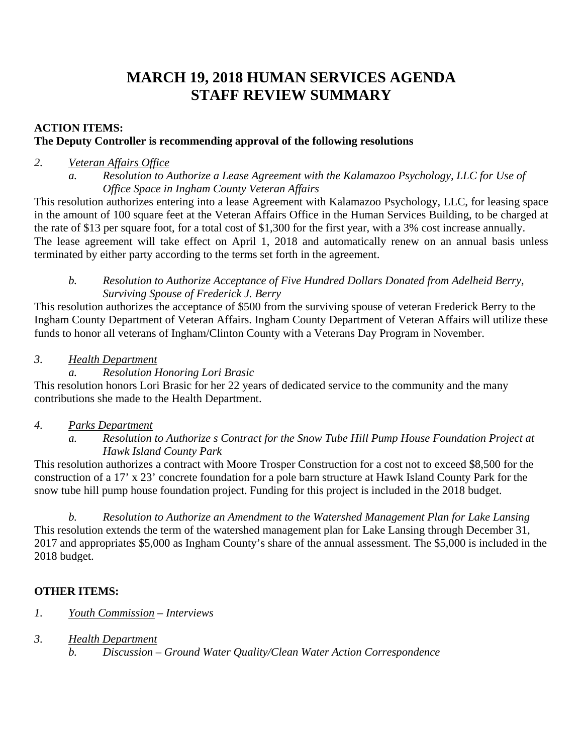# MARCH 19, 2018 HUMAN SERVICES AGENDA
# STAFF REVIEW SUMMARY

**ACTION ITEMS:**
**The Deputy Controller is recommending approval of the following resolutions**

*2.* <u>*Veteran Affairs Office*</u>

*a. Resolution to Authorize a Lease Agreement with the Kalamazoo Psychology, LLC for Use of Office Space in Ingham County Veteran Affairs*

This resolution authorizes entering into a lease Agreement with Kalamazoo Psychology, LLC, for leasing space in the amount of 100 square feet at the Veteran Affairs Office in the Human Services Building, to be charged at the rate of $13 per square foot, for a total cost of $1,300 for the first year, with a 3% cost increase annually. The lease agreement will take effect on April 1, 2018 and automatically renew on an annual basis unless terminated by either party according to the terms set forth in the agreement.

*b. Resolution to Authorize Acceptance of Five Hundred Dollars Donated from Adelheid Berry, Surviving Spouse of Frederick J. Berry*

This resolution authorizes the acceptance of $500 from the surviving spouse of veteran Frederick Berry to the Ingham County Department of Veteran Affairs. Ingham County Department of Veteran Affairs will utilize these funds to honor all veterans of Ingham/Clinton County with a Veterans Day Program in November.

*3.* <u>*Health Department*</u>

*a. Resolution Honoring Lori Brasic*

This resolution honors Lori Brasic for her 22 years of dedicated service to the community and the many contributions she made to the Health Department.

*4.* <u>*Parks Department*</u>

*a. Resolution to Authorize s Contract for the Snow Tube Hill Pump House Foundation Project at Hawk Island County Park*

This resolution authorizes a contract with Moore Trosper Construction for a cost not to exceed $8,500 for the construction of a 17' x 23' concrete foundation for a pole barn structure at Hawk Island County Park for the snow tube hill pump house foundation project. Funding for this project is included in the 2018 budget.

*b. Resolution to Authorize an Amendment to the Watershed Management Plan for Lake Lansing*

This resolution extends the term of the watershed management plan for Lake Lansing through December 31, 2017 and appropriates $5,000 as Ingham County's share of the annual assessment. The $5,000 is included in the 2018 budget.

**OTHER ITEMS:**

*1.* <u>*Youth Commission*</u> *– Interviews*

*3.* <u>*Health Department*</u>

*b. Discussion – Ground Water Quality/Clean Water Action Correspondence*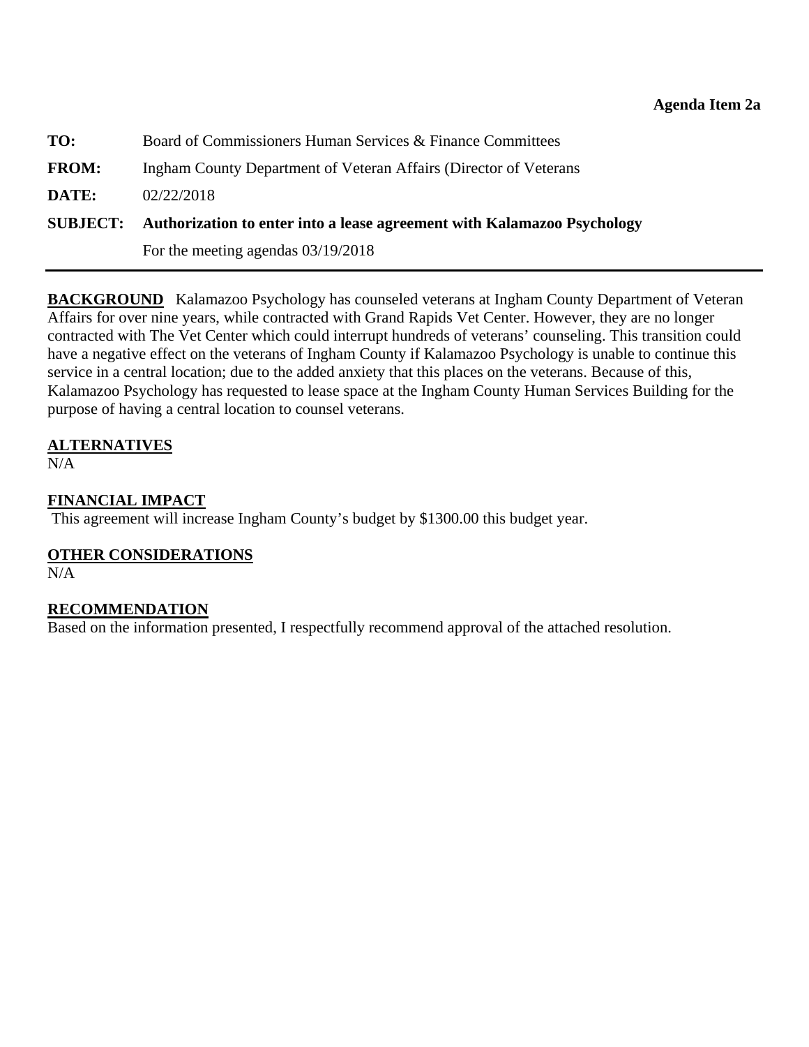**Agenda Item 2a**

**TO:** Board of Commissioners Human Services & Finance Committees

**FROM:** Ingham County Department of Veteran Affairs (Director of Veterans

**DATE:** 02/22/2018

**SUBJECT: Authorization to enter into a lease agreement with Kalamazoo Psychology**

For the meeting agendas 03/19/2018

---

**BACKGROUND** Kalamazoo Psychology has counseled veterans at Ingham County Department of Veteran Affairs for over nine years, while contracted with Grand Rapids Vet Center. However, they are no longer contracted with The Vet Center which could interrupt hundreds of veterans' counseling. This transition could have a negative effect on the veterans of Ingham County if Kalamazoo Psychology is unable to continue this service in a central location; due to the added anxiety that this places on the veterans. Because of this, Kalamazoo Psychology has requested to lease space at the Ingham County Human Services Building for the purpose of having a central location to counsel veterans.

**ALTERNATIVES**
N/A

**FINANCIAL IMPACT**
This agreement will increase Ingham County's budget by $1300.00 this budget year.

**OTHER CONSIDERATIONS**
N/A

**RECOMMENDATION**
Based on the information presented, I respectfully recommend approval of the attached resolution.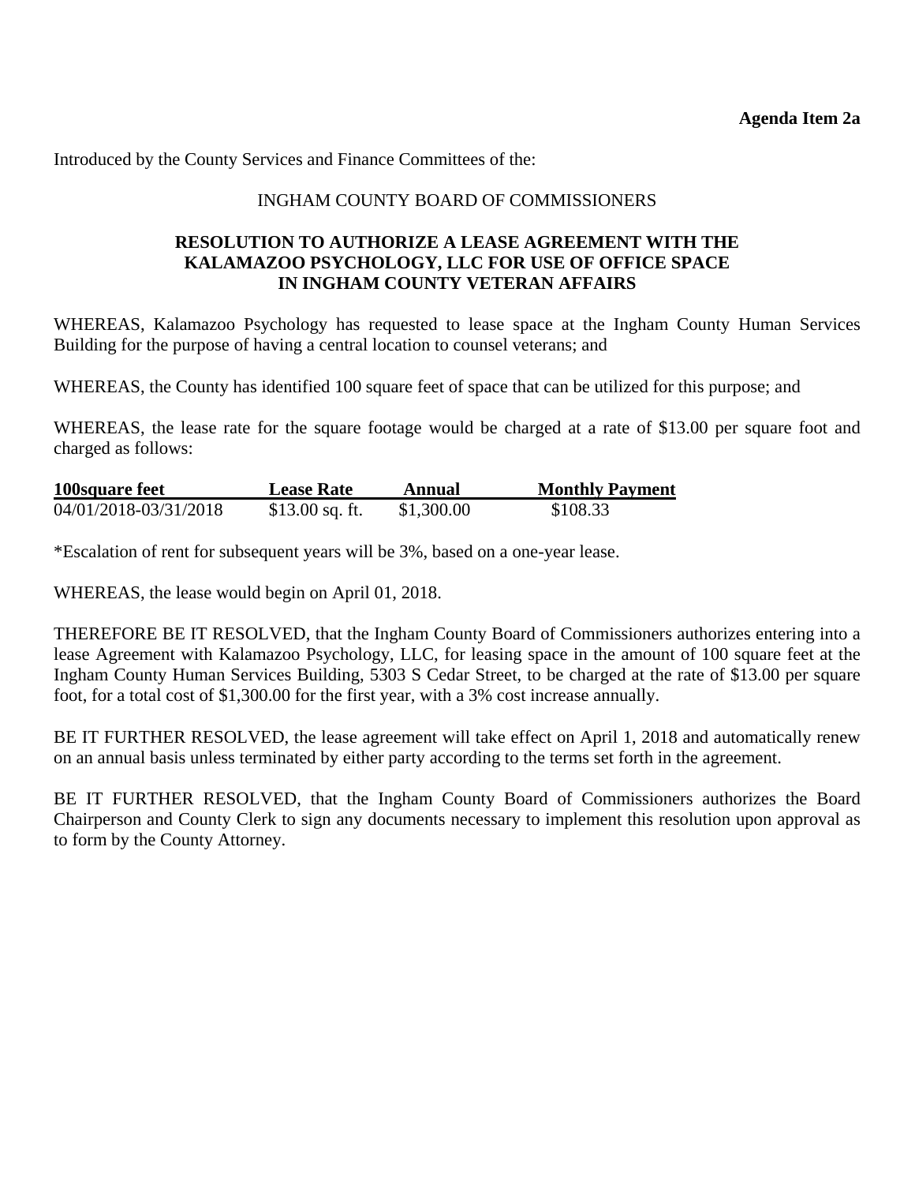**Agenda Item 2a**

Introduced by the County Services and Finance Committees of the:

INGHAM COUNTY BOARD OF COMMISSIONERS

**RESOLUTION TO AUTHORIZE A LEASE AGREEMENT WITH THE KALAMAZOO PSYCHOLOGY, LLC FOR USE OF OFFICE SPACE IN INGHAM COUNTY VETERAN AFFAIRS**

WHEREAS, Kalamazoo Psychology has requested to lease space at the Ingham County Human Services Building for the purpose of having a central location to counsel veterans; and

WHEREAS, the County has identified 100 square feet of space that can be utilized for this purpose; and

WHEREAS, the lease rate for the square footage would be charged at a rate of $13.00 per square foot and charged as follows:

| 100square feet | Lease Rate | Annual | Monthly Payment |
|---|---|---|---|
| 04/01/2018-03/31/2018 | $13.00 sq. ft. | $1,300.00 | $108.33 |

*Escalation of rent for subsequent years will be 3%, based on a one-year lease.

WHEREAS, the lease would begin on April 01, 2018.

THEREFORE BE IT RESOLVED, that the Ingham County Board of Commissioners authorizes entering into a lease Agreement with Kalamazoo Psychology, LLC, for leasing space in the amount of 100 square feet at the Ingham County Human Services Building, 5303 S Cedar Street, to be charged at the rate of $13.00 per square foot, for a total cost of $1,300.00 for the first year, with a 3% cost increase annually.

BE IT FURTHER RESOLVED, the lease agreement will take effect on April 1, 2018 and automatically renew on an annual basis unless terminated by either party according to the terms set forth in the agreement.

BE IT FURTHER RESOLVED, that the Ingham County Board of Commissioners authorizes the Board Chairperson and County Clerk to sign any documents necessary to implement this resolution upon approval as to form by the County Attorney.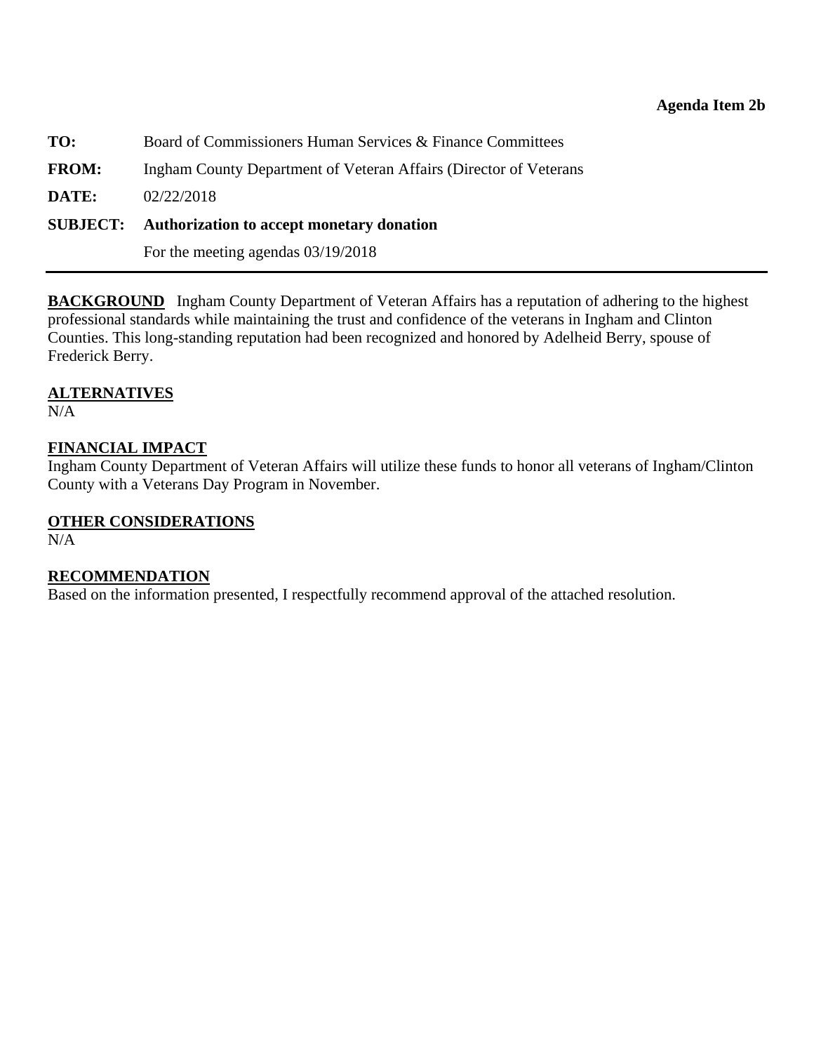**Agenda Item 2b**

**TO:** Board of Commissioners Human Services & Finance Committees

**FROM:** Ingham County Department of Veteran Affairs (Director of Veterans

**DATE:** 02/22/2018

**SUBJECT: Authorization to accept monetary donation**

For the meeting agendas 03/19/2018

---

**BACKGROUND** Ingham County Department of Veteran Affairs has a reputation of adhering to the highest professional standards while maintaining the trust and confidence of the veterans in Ingham and Clinton Counties. This long-standing reputation had been recognized and honored by Adelheid Berry, spouse of Frederick Berry.

**ALTERNATIVES**

N/A

**FINANCIAL IMPACT**

Ingham County Department of Veteran Affairs will utilize these funds to honor all veterans of Ingham/Clinton County with a Veterans Day Program in November.

**OTHER CONSIDERATIONS**

N/A

**RECOMMENDATION**

Based on the information presented, I respectfully recommend approval of the attached resolution.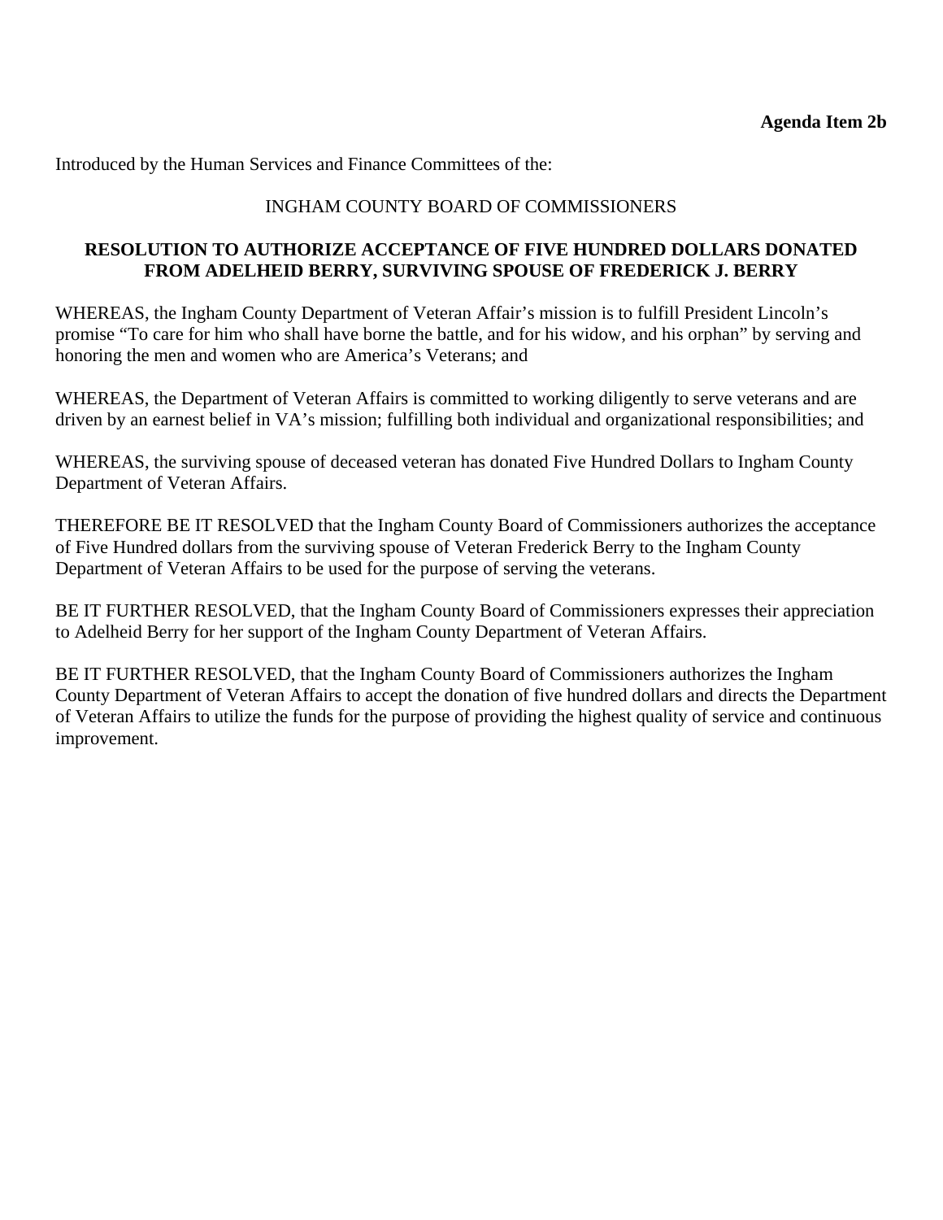**Agenda Item 2b**

Introduced by the Human Services and Finance Committees of the:

INGHAM COUNTY BOARD OF COMMISSIONERS

**RESOLUTION TO AUTHORIZE ACCEPTANCE OF FIVE HUNDRED DOLLARS DONATED FROM ADELHEID BERRY, SURVIVING SPOUSE OF FREDERICK J. BERRY**

WHEREAS, the Ingham County Department of Veteran Affair's mission is to fulfill President Lincoln's promise "To care for him who shall have borne the battle, and for his widow, and his orphan" by serving and honoring the men and women who are America's Veterans; and

WHEREAS, the Department of Veteran Affairs is committed to working diligently to serve veterans and are driven by an earnest belief in VA's mission; fulfilling both individual and organizational responsibilities; and

WHEREAS, the surviving spouse of deceased veteran has donated Five Hundred Dollars to Ingham County Department of Veteran Affairs.

THEREFORE BE IT RESOLVED that the Ingham County Board of Commissioners authorizes the acceptance of Five Hundred dollars from the surviving spouse of Veteran Frederick Berry to the Ingham County Department of Veteran Affairs to be used for the purpose of serving the veterans.

BE IT FURTHER RESOLVED, that the Ingham County Board of Commissioners expresses their appreciation to Adelheid Berry for her support of the Ingham County Department of Veteran Affairs.

BE IT FURTHER RESOLVED, that the Ingham County Board of Commissioners authorizes the Ingham County Department of Veteran Affairs to accept the donation of five hundred dollars and directs the Department of Veteran Affairs to utilize the funds for the purpose of providing the highest quality of service and continuous improvement.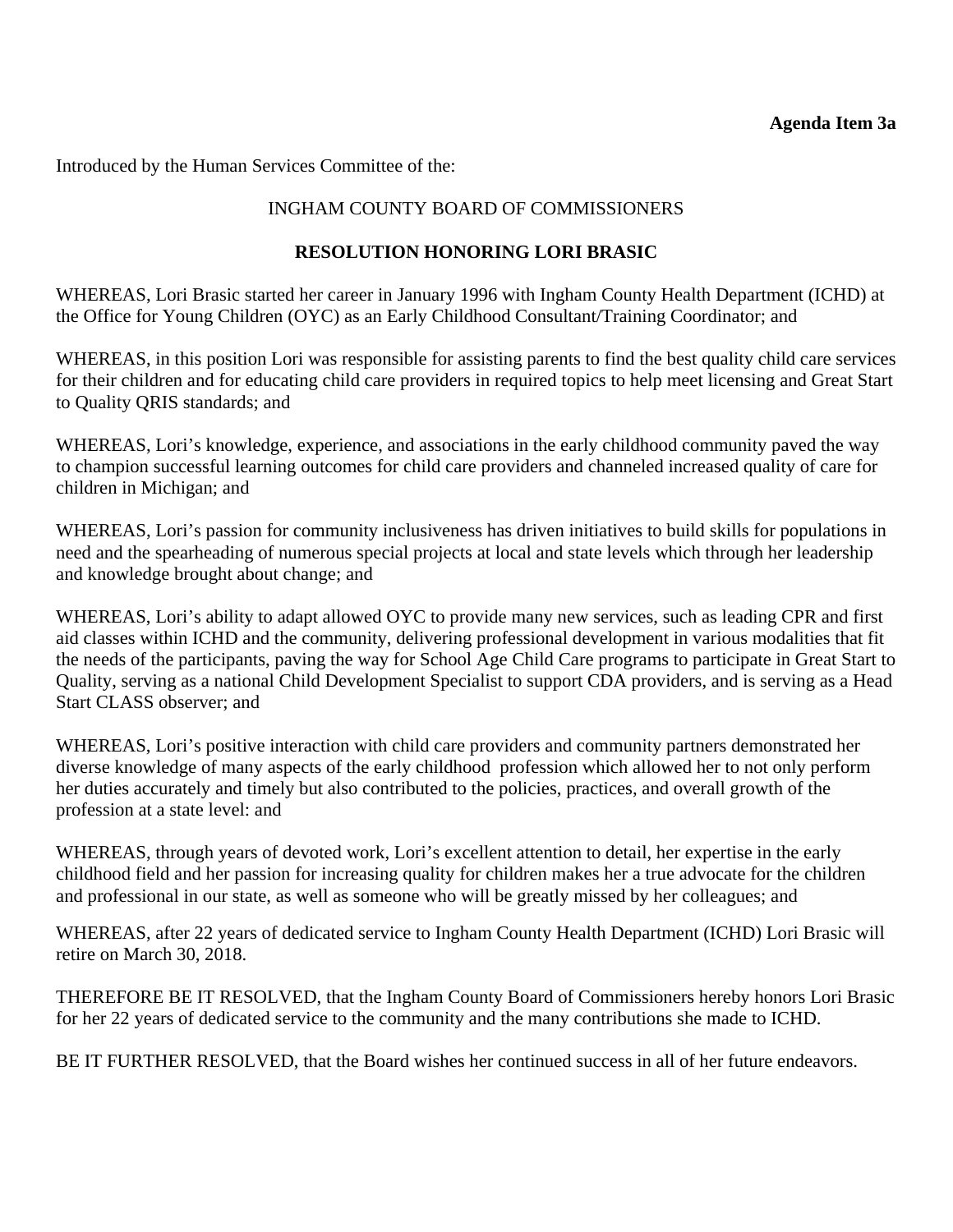**Agenda Item 3a**

Introduced by the Human Services Committee of the:

INGHAM COUNTY BOARD OF COMMISSIONERS

**RESOLUTION HONORING LORI BRASIC**

WHEREAS, Lori Brasic started her career in January 1996 with Ingham County Health Department (ICHD) at the Office for Young Children (OYC) as an Early Childhood Consultant/Training Coordinator; and

WHEREAS, in this position Lori was responsible for assisting parents to find the best quality child care services for their children and for educating child care providers in required topics to help meet licensing and Great Start to Quality QRIS standards; and

WHEREAS, Lori's knowledge, experience, and associations in the early childhood community paved the way to champion successful learning outcomes for child care providers and channeled increased quality of care for children in Michigan; and

WHEREAS, Lori's passion for community inclusiveness has driven initiatives to build skills for populations in need and the spearheading of numerous special projects at local and state levels which through her leadership and knowledge brought about change; and

WHEREAS, Lori's ability to adapt allowed OYC to provide many new services, such as leading CPR and first aid classes within ICHD and the community, delivering professional development in various modalities that fit the needs of the participants, paving the way for School Age Child Care programs to participate in Great Start to Quality, serving as a national Child Development Specialist to support CDA providers, and is serving as a Head Start CLASS observer; and

WHEREAS, Lori's positive interaction with child care providers and community partners demonstrated her diverse knowledge of many aspects of the early childhood profession which allowed her to not only perform her duties accurately and timely but also contributed to the policies, practices, and overall growth of the profession at a state level: and

WHEREAS, through years of devoted work, Lori's excellent attention to detail, her expertise in the early childhood field and her passion for increasing quality for children makes her a true advocate for the children and professional in our state, as well as someone who will be greatly missed by her colleagues; and

WHEREAS, after 22 years of dedicated service to Ingham County Health Department (ICHD) Lori Brasic will retire on March 30, 2018.

THEREFORE BE IT RESOLVED, that the Ingham County Board of Commissioners hereby honors Lori Brasic for her 22 years of dedicated service to the community and the many contributions she made to ICHD.

BE IT FURTHER RESOLVED, that the Board wishes her continued success in all of her future endeavors.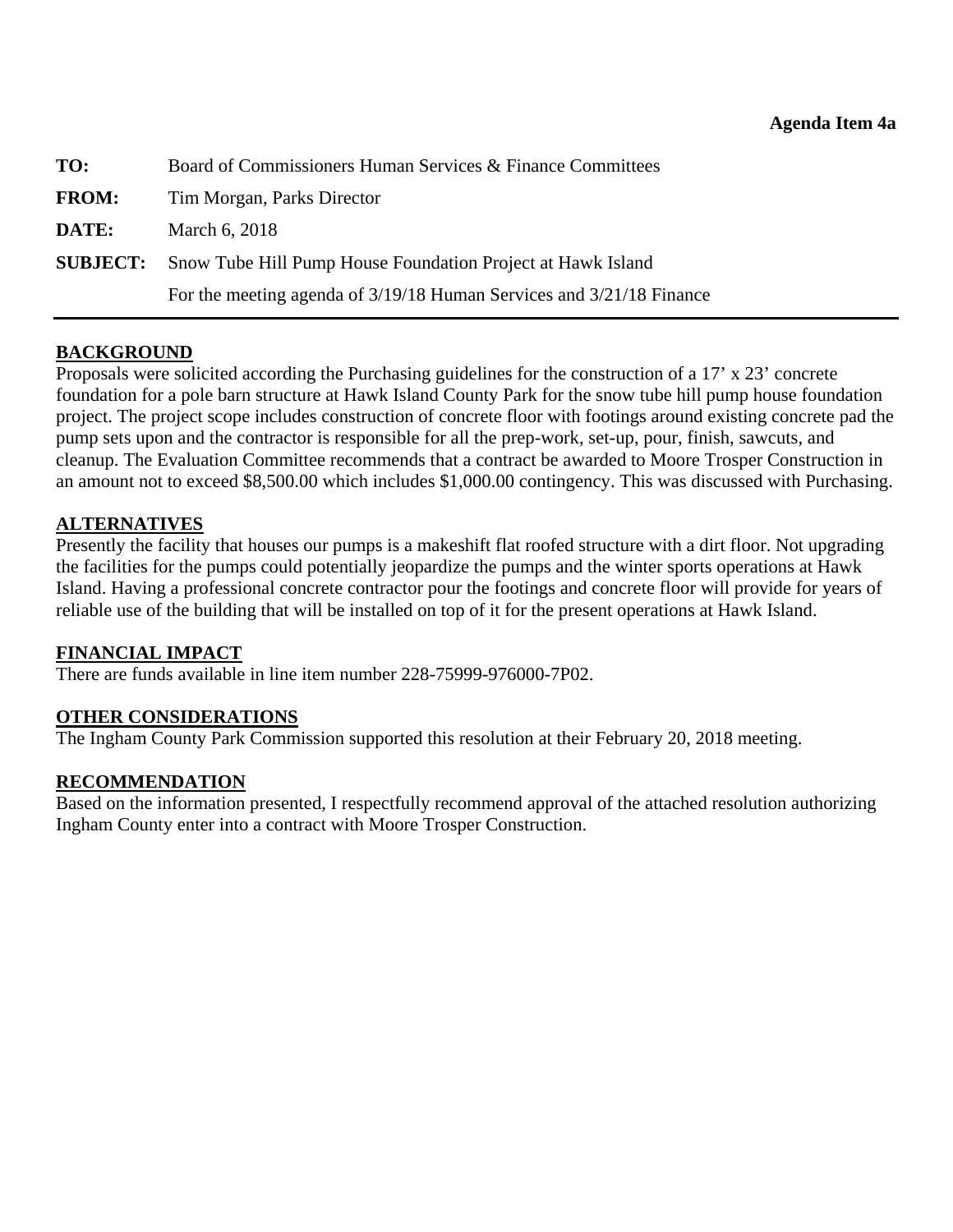**Agenda Item 4a**

**TO:** Board of Commissioners Human Services & Finance Committees

**FROM:** Tim Morgan, Parks Director

**DATE:** March 6, 2018

**SUBJECT:** Snow Tube Hill Pump House Foundation Project at Hawk Island
For the meeting agenda of 3/19/18 Human Services and 3/21/18 Finance

---

## BACKGROUND

Proposals were solicited according the Purchasing guidelines for the construction of a 17' x 23' concrete foundation for a pole barn structure at Hawk Island County Park for the snow tube hill pump house foundation project. The project scope includes construction of concrete floor with footings around existing concrete pad the pump sets upon and the contractor is responsible for all the prep-work, set-up, pour, finish, sawcuts, and cleanup. The Evaluation Committee recommends that a contract be awarded to Moore Trosper Construction in an amount not to exceed $8,500.00 which includes $1,000.00 contingency. This was discussed with Purchasing.

## ALTERNATIVES

Presently the facility that houses our pumps is a makeshift flat roofed structure with a dirt floor. Not upgrading the facilities for the pumps could potentially jeopardize the pumps and the winter sports operations at Hawk Island. Having a professional concrete contractor pour the footings and concrete floor will provide for years of reliable use of the building that will be installed on top of it for the present operations at Hawk Island.

## FINANCIAL IMPACT

There are funds available in line item number 228-75999-976000-7P02.

## OTHER CONSIDERATIONS

The Ingham County Park Commission supported this resolution at their February 20, 2018 meeting.

## RECOMMENDATION

Based on the information presented, I respectfully recommend approval of the attached resolution authorizing Ingham County enter into a contract with Moore Trosper Construction.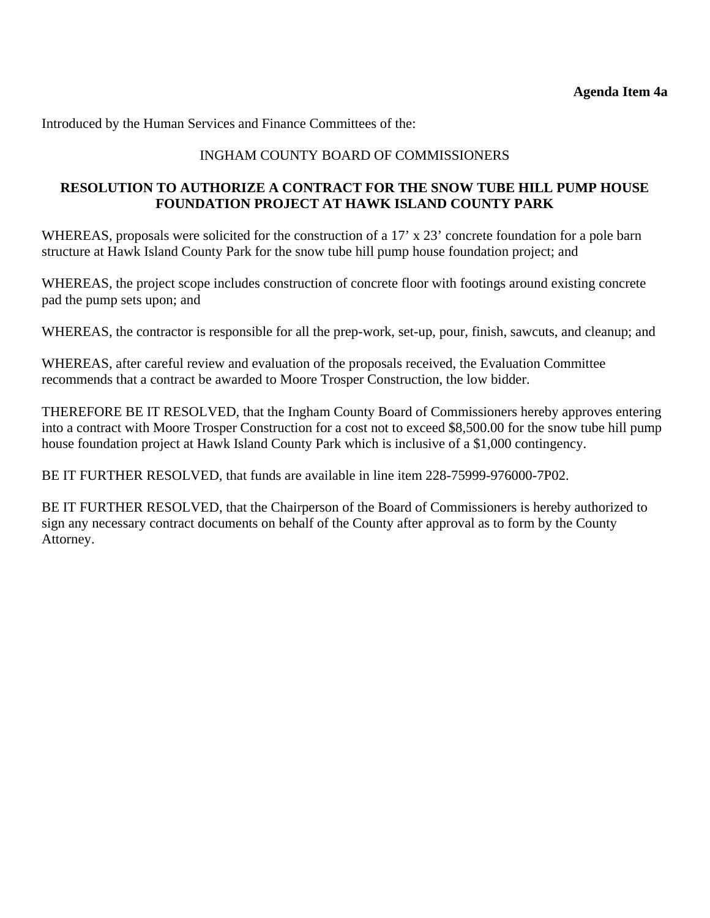**Agenda Item 4a**

Introduced by the Human Services and Finance Committees of the:

INGHAM COUNTY BOARD OF COMMISSIONERS

**RESOLUTION TO AUTHORIZE A CONTRACT FOR THE SNOW TUBE HILL PUMP HOUSE FOUNDATION PROJECT AT HAWK ISLAND COUNTY PARK**

WHEREAS, proposals were solicited for the construction of a 17' x 23' concrete foundation for a pole barn structure at Hawk Island County Park for the snow tube hill pump house foundation project; and

WHEREAS, the project scope includes construction of concrete floor with footings around existing concrete pad the pump sets upon; and

WHEREAS, the contractor is responsible for all the prep-work, set-up, pour, finish, sawcuts, and cleanup; and

WHEREAS, after careful review and evaluation of the proposals received, the Evaluation Committee recommends that a contract be awarded to Moore Trosper Construction, the low bidder.

THEREFORE BE IT RESOLVED, that the Ingham County Board of Commissioners hereby approves entering into a contract with Moore Trosper Construction for a cost not to exceed $8,500.00 for the snow tube hill pump house foundation project at Hawk Island County Park which is inclusive of a $1,000 contingency.

BE IT FURTHER RESOLVED, that funds are available in line item 228-75999-976000-7P02.

BE IT FURTHER RESOLVED, that the Chairperson of the Board of Commissioners is hereby authorized to sign any necessary contract documents on behalf of the County after approval as to form by the County Attorney.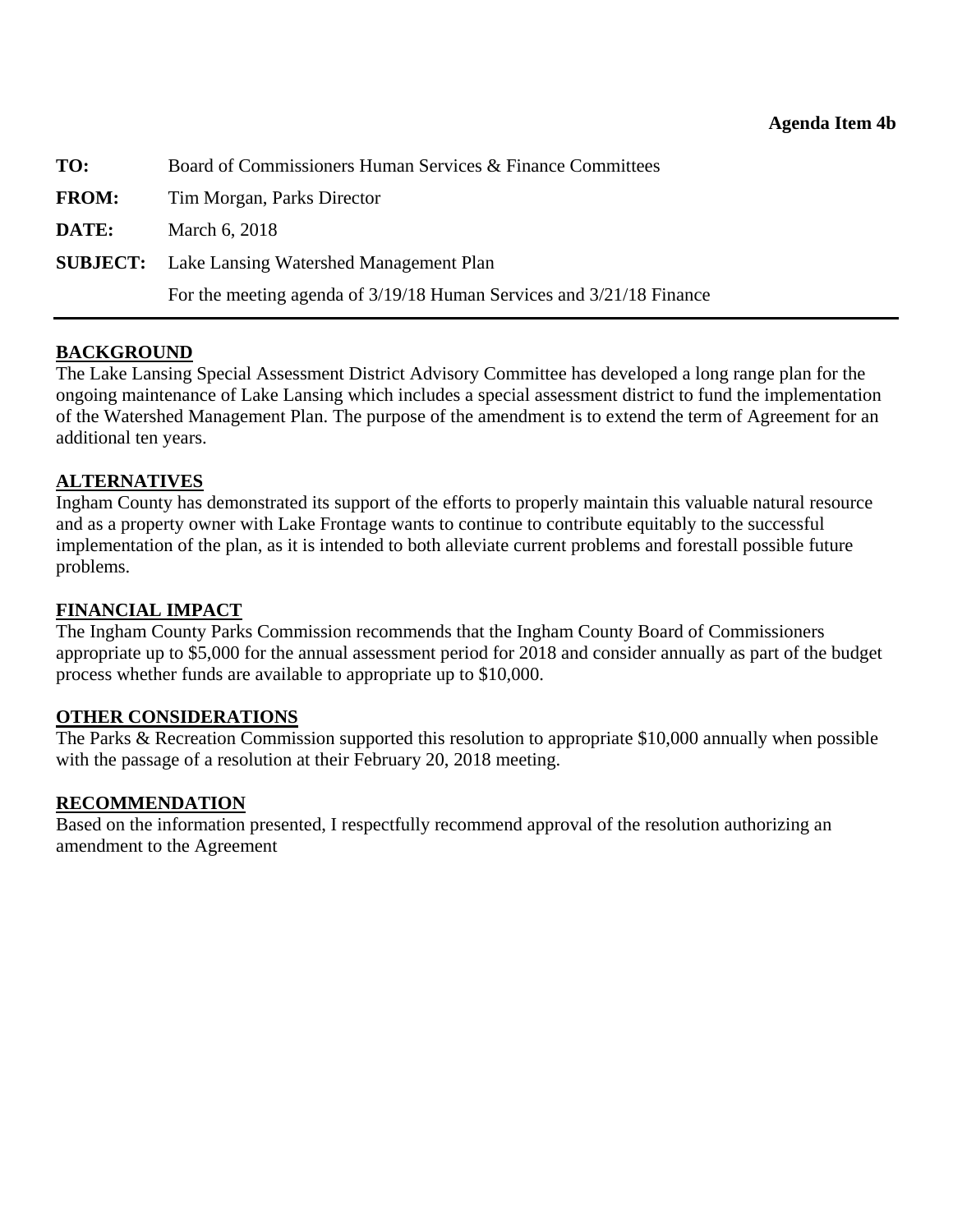**Agenda Item 4b**

**TO:** Board of Commissioners Human Services & Finance Committees

**FROM:** Tim Morgan, Parks Director

**DATE:** March 6, 2018

**SUBJECT:** Lake Lansing Watershed Management Plan

For the meeting agenda of 3/19/18 Human Services and 3/21/18 Finance

---

## BACKGROUND

The Lake Lansing Special Assessment District Advisory Committee has developed a long range plan for the ongoing maintenance of Lake Lansing which includes a special assessment district to fund the implementation of the Watershed Management Plan. The purpose of the amendment is to extend the term of Agreement for an additional ten years.

## ALTERNATIVES

Ingham County has demonstrated its support of the efforts to properly maintain this valuable natural resource and as a property owner with Lake Frontage wants to continue to contribute equitably to the successful implementation of the plan, as it is intended to both alleviate current problems and forestall possible future problems.

## FINANCIAL IMPACT

The Ingham County Parks Commission recommends that the Ingham County Board of Commissioners appropriate up to $5,000 for the annual assessment period for 2018 and consider annually as part of the budget process whether funds are available to appropriate up to $10,000.

## OTHER CONSIDERATIONS

The Parks & Recreation Commission supported this resolution to appropriate $10,000 annually when possible with the passage of a resolution at their February 20, 2018 meeting.

## RECOMMENDATION

Based on the information presented, I respectfully recommend approval of the resolution authorizing an amendment to the Agreement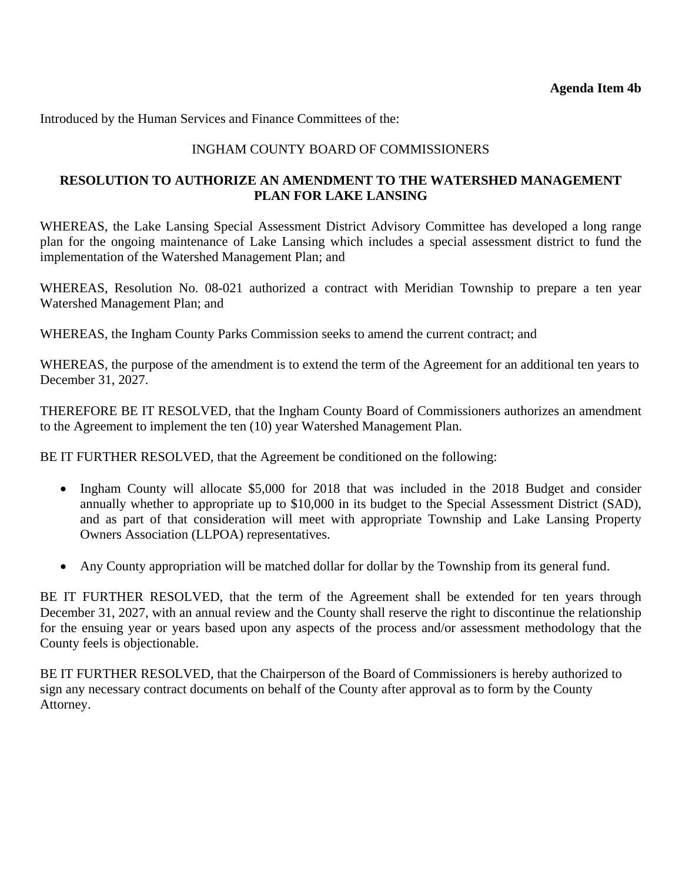**Agenda Item 4b**

Introduced by the Human Services and Finance Committees of the:

INGHAM COUNTY BOARD OF COMMISSIONERS

**RESOLUTION TO AUTHORIZE AN AMENDMENT TO THE WATERSHED MANAGEMENT PLAN FOR LAKE LANSING**

WHEREAS, the Lake Lansing Special Assessment District Advisory Committee has developed a long range plan for the ongoing maintenance of Lake Lansing which includes a special assessment district to fund the implementation of the Watershed Management Plan; and

WHEREAS, Resolution No. 08-021 authorized a contract with Meridian Township to prepare a ten year Watershed Management Plan; and

WHEREAS, the Ingham County Parks Commission seeks to amend the current contract; and

WHEREAS, the purpose of the amendment is to extend the term of the Agreement for an additional ten years to December 31, 2027.

THEREFORE BE IT RESOLVED, that the Ingham County Board of Commissioners authorizes an amendment to the Agreement to implement the ten (10) year Watershed Management Plan.

BE IT FURTHER RESOLVED, that the Agreement be conditioned on the following:

- Ingham County will allocate $5,000 for 2018 that was included in the 2018 Budget and consider annually whether to appropriate up to $10,000 in its budget to the Special Assessment District (SAD), and as part of that consideration will meet with appropriate Township and Lake Lansing Property Owners Association (LLPOA) representatives.

- Any County appropriation will be matched dollar for dollar by the Township from its general fund.

BE IT FURTHER RESOLVED, that the term of the Agreement shall be extended for ten years through December 31, 2027, with an annual review and the County shall reserve the right to discontinue the relationship for the ensuing year or years based upon any aspects of the process and/or assessment methodology that the County feels is objectionable.

BE IT FURTHER RESOLVED, that the Chairperson of the Board of Commissioners is hereby authorized to sign any necessary contract documents on behalf of the County after approval as to form by the County Attorney.